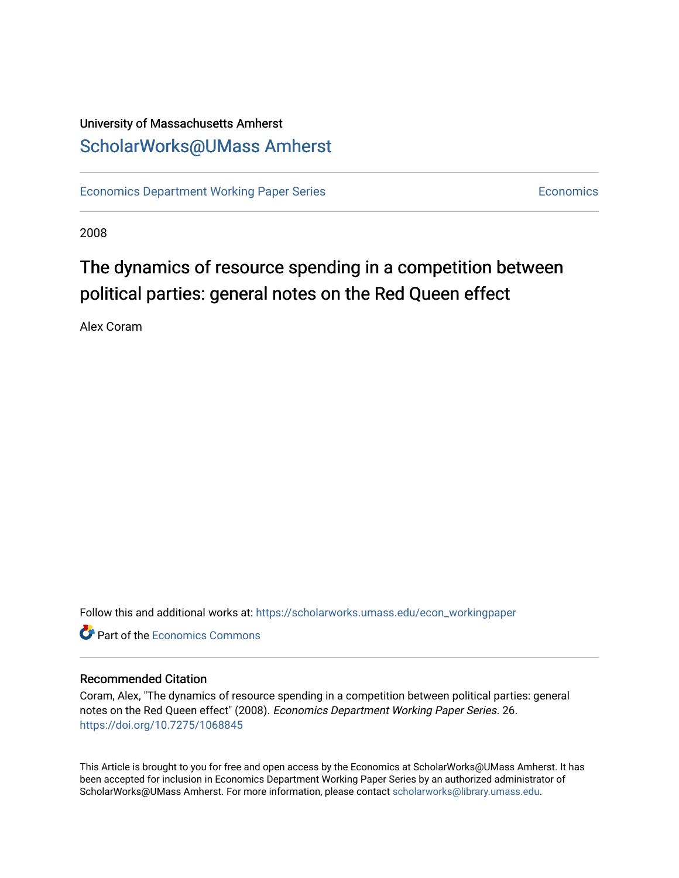University of Massachusetts Amherst

# ScholarWorks@UMass Amherst

Economics Department Working Paper Series — Economics

2008

## The dynamics of resource spending in a competition between political parties: general notes on the Red Queen effect

Alex Coram

Follow this and additional works at: https://scholarworks.umass.edu/econ_workingpaper

Part of the Economics Commons

### Recommended Citation

Coram, Alex, "The dynamics of resource spending in a competition between political parties: general notes on the Red Queen effect" (2008). *Economics Department Working Paper Series*. 26.
https://doi.org/10.7275/1068845

This Article is brought to you for free and open access by the Economics at ScholarWorks@UMass Amherst. It has been accepted for inclusion in Economics Department Working Paper Series by an authorized administrator of ScholarWorks@UMass Amherst. For more information, please contact scholarworks@library.umass.edu.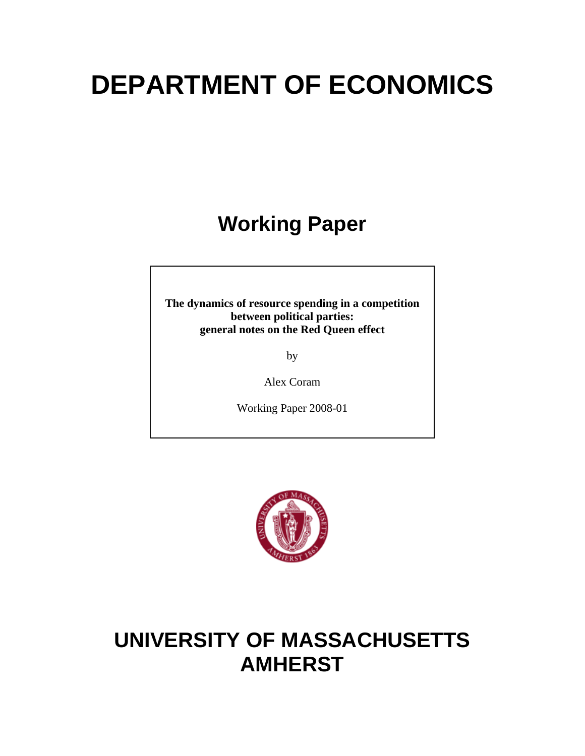# DEPARTMENT OF ECONOMICS

## Working Paper

**The dynamics of resource spending in a competition between political parties: general notes on the Red Queen effect**

by

Alex Coram

Working Paper 2008-01

# UNIVERSITY OF MASSACHUSETTS AMHERST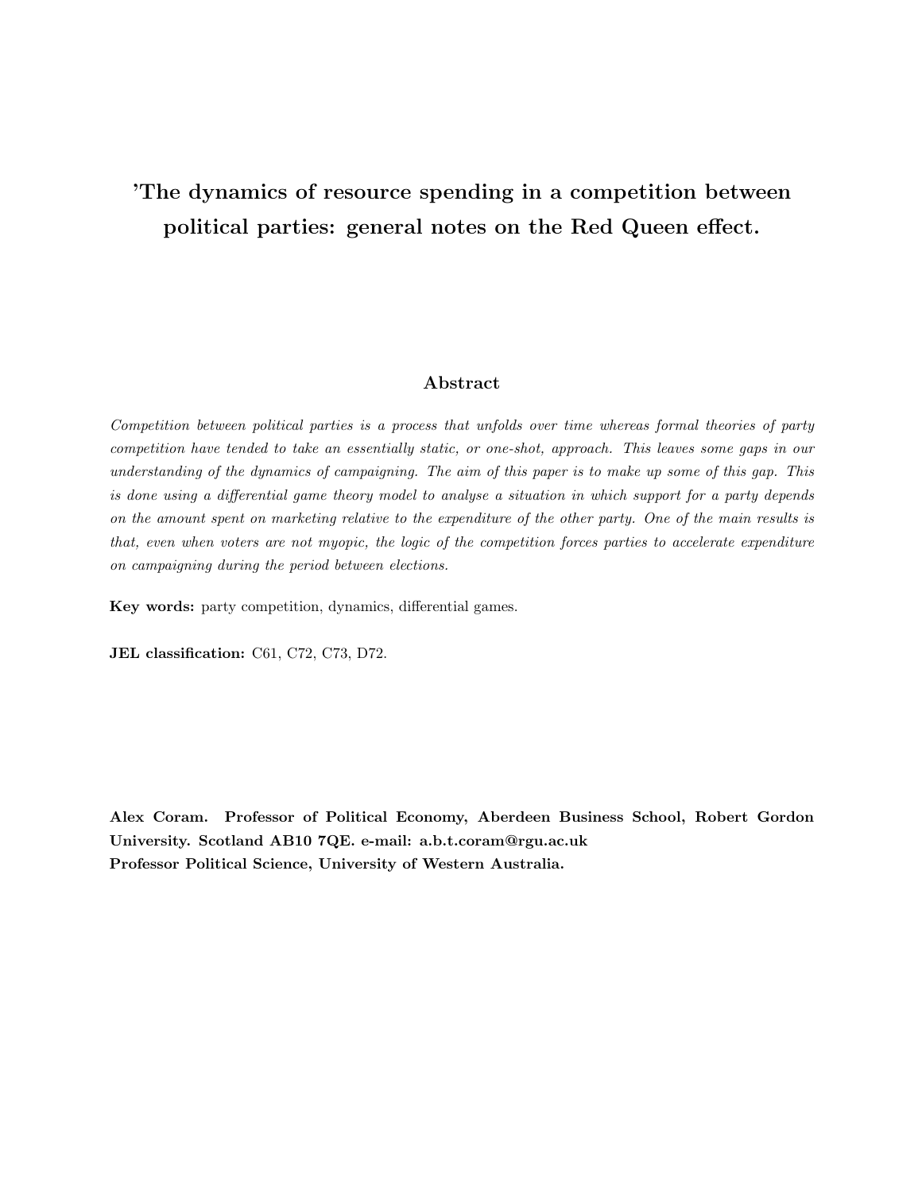# 'The dynamics of resource spending in a competition between political parties: general notes on the Red Queen effect.

## Abstract

*Competition between political parties is a process that unfolds over time whereas formal theories of party competition have tended to take an essentially static, or one-shot, approach. This leaves some gaps in our understanding of the dynamics of campaigning. The aim of this paper is to make up some of this gap. This is done using a differential game theory model to analyse a situation in which support for a party depends on the amount spent on marketing relative to the expenditure of the other party. One of the main results is that, even when voters are not myopic, the logic of the competition forces parties to accelerate expenditure on campaigning during the period between elections.*

**Key words:** party competition, dynamics, differential games.

**JEL classification:** C61, C72, C73, D72.

**Alex Coram. Professor of Political Economy, Aberdeen Business School, Robert Gordon University. Scotland AB10 7QE. e-mail: a.b.t.coram@rgu.ac.uk**
**Professor Political Science, University of Western Australia.**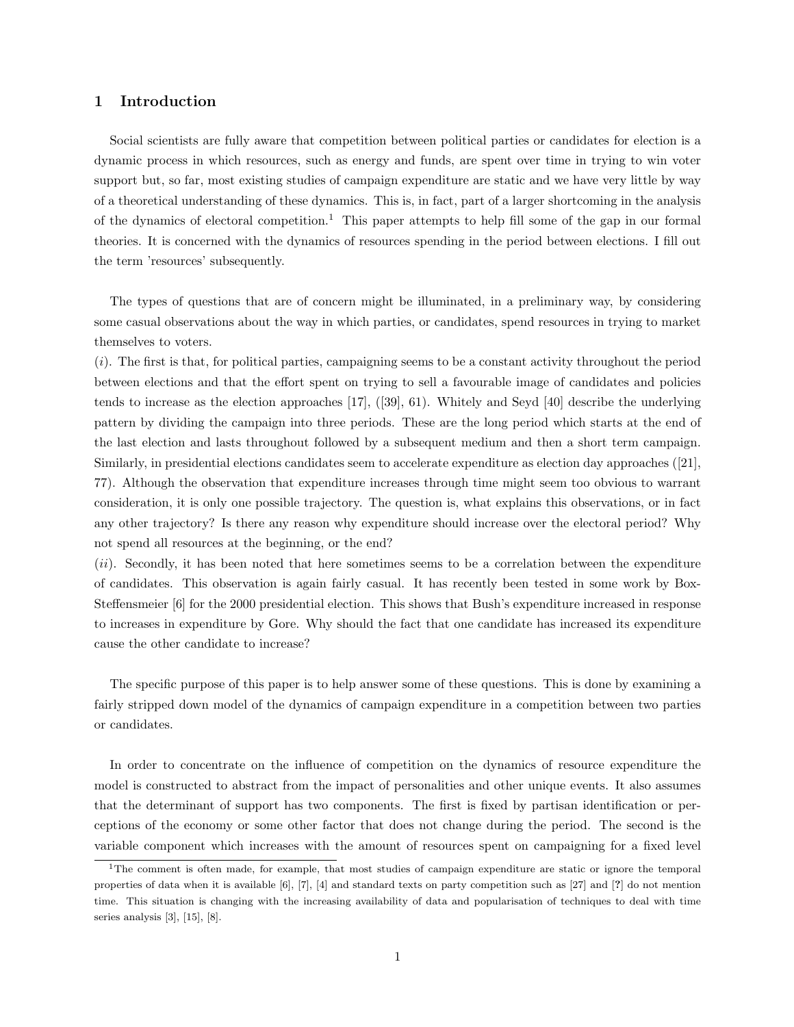## 1 Introduction

Social scientists are fully aware that competition between political parties or candidates for election is a dynamic process in which resources, such as energy and funds, are spent over time in trying to win voter support but, so far, most existing studies of campaign expenditure are static and we have very little by way of a theoretical understanding of these dynamics. This is, in fact, part of a larger shortcoming in the analysis of the dynamics of electoral competition.[1] This paper attempts to help fill some of the gap in our formal theories. It is concerned with the dynamics of resources spending in the period between elections. I fill out the term 'resources' subsequently.

The types of questions that are of concern might be illuminated, in a preliminary way, by considering some casual observations about the way in which parties, or candidates, spend resources in trying to market themselves to voters.

$(i)$. The first is that, for political parties, campaigning seems to be a constant activity throughout the period between elections and that the effort spent on trying to sell a favourable image of candidates and policies tends to increase as the election approaches [17], ([39], 61). Whitely and Seyd [40] describe the underlying pattern by dividing the campaign into three periods. These are the long period which starts at the end of the last election and lasts throughout followed by a subsequent medium and then a short term campaign. Similarly, in presidential elections candidates seem to accelerate expenditure as election day approaches ([21], 77). Although the observation that expenditure increases through time might seem too obvious to warrant consideration, it is only one possible trajectory. The question is, what explains this observations, or in fact any other trajectory? Is there any reason why expenditure should increase over the electoral period? Why not spend all resources at the beginning, or the end?

$(ii)$. Secondly, it has been noted that here sometimes seems to be a correlation between the expenditure of candidates. This observation is again fairly casual. It has recently been tested in some work by Box-Steffensmeier [6] for the 2000 presidential election. This shows that Bush's expenditure increased in response to increases in expenditure by Gore. Why should the fact that one candidate has increased its expenditure cause the other candidate to increase?

The specific purpose of this paper is to help answer some of these questions. This is done by examining a fairly stripped down model of the dynamics of campaign expenditure in a competition between two parties or candidates.

In order to concentrate on the influence of competition on the dynamics of resource expenditure the model is constructed to abstract from the impact of personalities and other unique events. It also assumes that the determinant of support has two components. The first is fixed by partisan identification or perceptions of the economy or some other factor that does not change during the period. The second is the variable component which increases with the amount of resources spent on campaigning for a fixed level

[1] The comment is often made, for example, that most studies of campaign expenditure are static or ignore the temporal properties of data when it is available [6], [7], [4] and standard texts on party competition such as [27] and [?] do not mention time. This situation is changing with the increasing availability of data and popularisation of techniques to deal with time series analysis [3], [15], [8].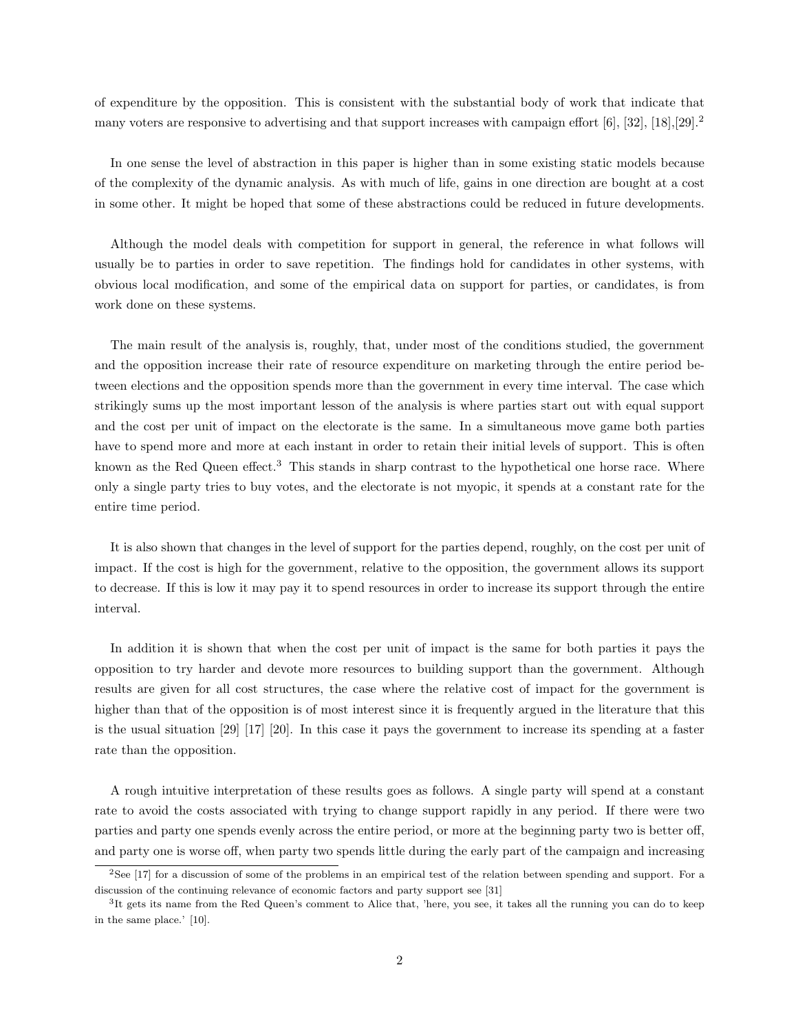of expenditure by the opposition. This is consistent with the substantial body of work that indicate that many voters are responsive to advertising and that support increases with campaign effort [6], [32], [18],[29].[2]

In one sense the level of abstraction in this paper is higher than in some existing static models because of the complexity of the dynamic analysis. As with much of life, gains in one direction are bought at a cost in some other. It might be hoped that some of these abstractions could be reduced in future developments.

Although the model deals with competition for support in general, the reference in what follows will usually be to parties in order to save repetition. The findings hold for candidates in other systems, with obvious local modification, and some of the empirical data on support for parties, or candidates, is from work done on these systems.

The main result of the analysis is, roughly, that, under most of the conditions studied, the government and the opposition increase their rate of resource expenditure on marketing through the entire period between elections and the opposition spends more than the government in every time interval. The case which strikingly sums up the most important lesson of the analysis is where parties start out with equal support and the cost per unit of impact on the electorate is the same. In a simultaneous move game both parties have to spend more and more at each instant in order to retain their initial levels of support. This is often known as the Red Queen effect.[3] This stands in sharp contrast to the hypothetical one horse race. Where only a single party tries to buy votes, and the electorate is not myopic, it spends at a constant rate for the entire time period.

It is also shown that changes in the level of support for the parties depend, roughly, on the cost per unit of impact. If the cost is high for the government, relative to the opposition, the government allows its support to decrease. If this is low it may pay it to spend resources in order to increase its support through the entire interval.

In addition it is shown that when the cost per unit of impact is the same for both parties it pays the opposition to try harder and devote more resources to building support than the government. Although results are given for all cost structures, the case where the relative cost of impact for the government is higher than that of the opposition is of most interest since it is frequently argued in the literature that this is the usual situation [29] [17] [20]. In this case it pays the government to increase its spending at a faster rate than the opposition.

A rough intuitive interpretation of these results goes as follows. A single party will spend at a constant rate to avoid the costs associated with trying to change support rapidly in any period. If there were two parties and party one spends evenly across the entire period, or more at the beginning party two is better off, and party one is worse off, when party two spends little during the early part of the campaign and increasing

[2] See [17] for a discussion of some of the problems in an empirical test of the relation between spending and support. For a discussion of the continuing relevance of economic factors and party support see [31]

[3] It gets its name from the Red Queen's comment to Alice that, 'here, you see, it takes all the running you can do to keep in the same place.' [10].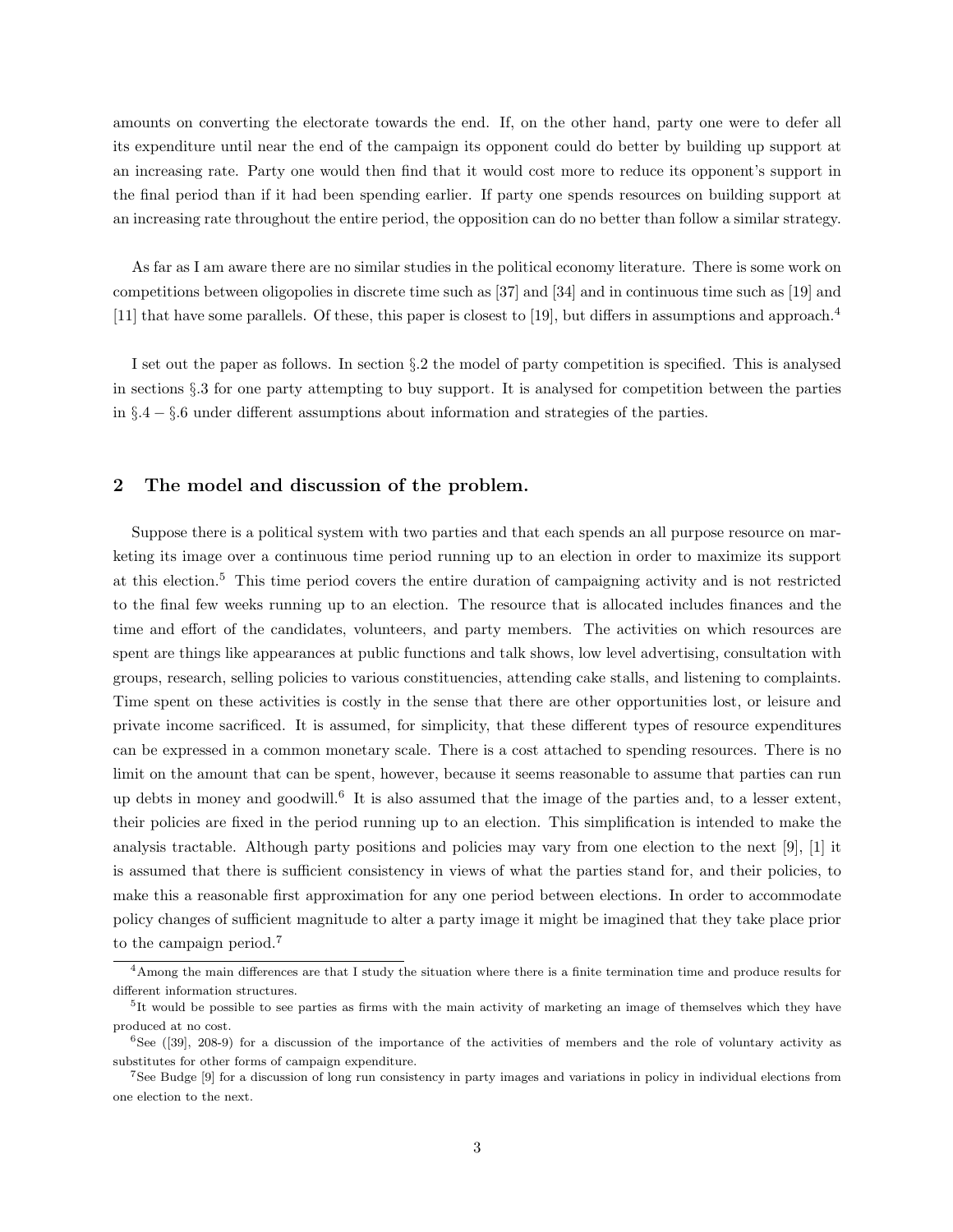amounts on converting the electorate towards the end. If, on the other hand, party one were to defer all its expenditure until near the end of the campaign its opponent could do better by building up support at an increasing rate. Party one would then find that it would cost more to reduce its opponent's support in the final period than if it had been spending earlier. If party one spends resources on building support at an increasing rate throughout the entire period, the opposition can do no better than follow a similar strategy.

As far as I am aware there are no similar studies in the political economy literature. There is some work on competitions between oligopolies in discrete time such as [37] and [34] and in continuous time such as [19] and [11] that have some parallels. Of these, this paper is closest to [19], but differs in assumptions and approach.[4]

I set out the paper as follows. In section §.2 the model of party competition is specified. This is analysed in sections §.3 for one party attempting to buy support. It is analysed for competition between the parties in §.4 − §.6 under different assumptions about information and strategies of the parties.

## 2 The model and discussion of the problem.

Suppose there is a political system with two parties and that each spends an all purpose resource on marketing its image over a continuous time period running up to an election in order to maximize its support at this election.[5] This time period covers the entire duration of campaigning activity and is not restricted to the final few weeks running up to an election. The resource that is allocated includes finances and the time and effort of the candidates, volunteers, and party members. The activities on which resources are spent are things like appearances at public functions and talk shows, low level advertising, consultation with groups, research, selling policies to various constituencies, attending cake stalls, and listening to complaints. Time spent on these activities is costly in the sense that there are other opportunities lost, or leisure and private income sacrificed. It is assumed, for simplicity, that these different types of resource expenditures can be expressed in a common monetary scale. There is a cost attached to spending resources. There is no limit on the amount that can be spent, however, because it seems reasonable to assume that parties can run up debts in money and goodwill.[6] It is also assumed that the image of the parties and, to a lesser extent, their policies are fixed in the period running up to an election. This simplification is intended to make the analysis tractable. Although party positions and policies may vary from one election to the next [9], [1] it is assumed that there is sufficient consistency in views of what the parties stand for, and their policies, to make this a reasonable first approximation for any one period between elections. In order to accommodate policy changes of sufficient magnitude to alter a party image it might be imagined that they take place prior to the campaign period.[7]

---

[4] Among the main differences are that I study the situation where there is a finite termination time and produce results for different information structures.

[5] It would be possible to see parties as firms with the main activity of marketing an image of themselves which they have produced at no cost.

[6] See ([39], 208-9) for a discussion of the importance of the activities of members and the role of voluntary activity as substitutes for other forms of campaign expenditure.

[7] See Budge [9] for a discussion of long run consistency in party images and variations in policy in individual elections from one election to the next.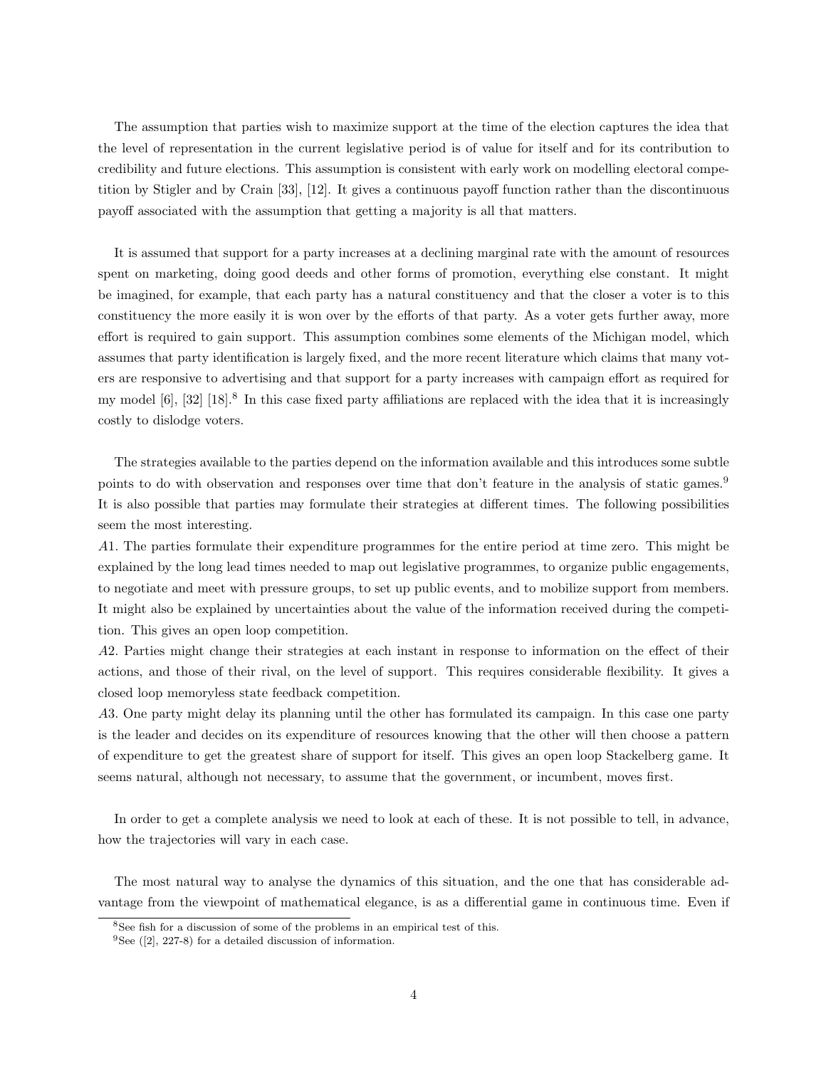The assumption that parties wish to maximize support at the time of the election captures the idea that the level of representation in the current legislative period is of value for itself and for its contribution to credibility and future elections. This assumption is consistent with early work on modelling electoral competition by Stigler and by Crain [33], [12]. It gives a continuous payoff function rather than the discontinuous payoff associated with the assumption that getting a majority is all that matters.

It is assumed that support for a party increases at a declining marginal rate with the amount of resources spent on marketing, doing good deeds and other forms of promotion, everything else constant. It might be imagined, for example, that each party has a natural constituency and that the closer a voter is to this constituency the more easily it is won over by the efforts of that party. As a voter gets further away, more effort is required to gain support. This assumption combines some elements of the Michigan model, which assumes that party identification is largely fixed, and the more recent literature which claims that many voters are responsive to advertising and that support for a party increases with campaign effort as required for my model [6], [32] [18].[8] In this case fixed party affiliations are replaced with the idea that it is increasingly costly to dislodge voters.

The strategies available to the parties depend on the information available and this introduces some subtle points to do with observation and responses over time that don't feature in the analysis of static games.[9] It is also possible that parties may formulate their strategies at different times. The following possibilities seem the most interesting.

*A*1. The parties formulate their expenditure programmes for the entire period at time zero. This might be explained by the long lead times needed to map out legislative programmes, to organize public engagements, to negotiate and meet with pressure groups, to set up public events, and to mobilize support from members. It might also be explained by uncertainties about the value of the information received during the competition. This gives an open loop competition.

*A*2. Parties might change their strategies at each instant in response to information on the effect of their actions, and those of their rival, on the level of support. This requires considerable flexibility. It gives a closed loop memoryless state feedback competition.

*A*3. One party might delay its planning until the other has formulated its campaign. In this case one party is the leader and decides on its expenditure of resources knowing that the other will then choose a pattern of expenditure to get the greatest share of support for itself. This gives an open loop Stackelberg game. It seems natural, although not necessary, to assume that the government, or incumbent, moves first.

In order to get a complete analysis we need to look at each of these. It is not possible to tell, in advance, how the trajectories will vary in each case.

The most natural way to analyse the dynamics of this situation, and the one that has considerable advantage from the viewpoint of mathematical elegance, is as a differential game in continuous time. Even if

[8] See fish for a discussion of some of the problems in an empirical test of this.

[9] See ([2], 227-8) for a detailed discussion of information.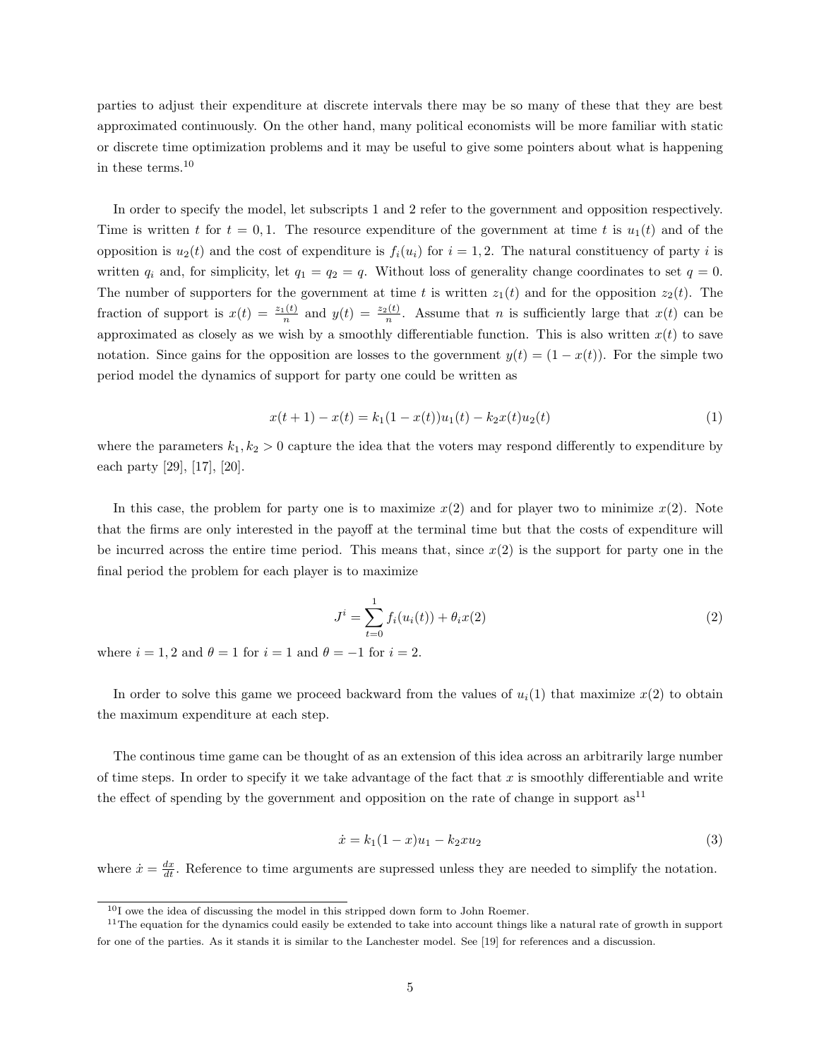parties to adjust their expenditure at discrete intervals there may be so many of these that they are best approximated continuously. On the other hand, many political economists will be more familiar with static or discrete time optimization problems and it may be useful to give some pointers about what is happening in these terms.[10]

In order to specify the model, let subscripts 1 and 2 refer to the government and opposition respectively. Time is written $t$ for $t = 0, 1$. The resource expenditure of the government at time $t$ is $u_1(t)$ and of the opposition is $u_2(t)$ and the cost of expenditure is $f_i(u_i)$ for $i = 1, 2$. The natural constituency of party $i$ is written $q_i$ and, for simplicity, let $q_1 = q_2 = q$. Without loss of generality change coordinates to set $q = 0$. The number of supporters for the government at time $t$ is written $z_1(t)$ and for the opposition $z_2(t)$. The fraction of support is $x(t) = \frac{z_1(t)}{n}$ and $y(t) = \frac{z_2(t)}{n}$. Assume that $n$ is sufficiently large that $x(t)$ can be approximated as closely as we wish by a smoothly differentiable function. This is also written $x(t)$ to save notation. Since gains for the opposition are losses to the government $y(t) = (1 - x(t))$. For the simple two period model the dynamics of support for party one could be written as

$$x(t+1) - x(t) = k_1(1 - x(t))u_1(t) - k_2 x(t)u_2(t) \tag{1}$$

where the parameters $k_1, k_2 > 0$ capture the idea that the voters may respond differently to expenditure by each party [29], [17], [20].

In this case, the problem for party one is to maximize $x(2)$ and for player two to minimize $x(2)$. Note that the firms are only interested in the payoff at the terminal time but that the costs of expenditure will be incurred across the entire time period. This means that, since $x(2)$ is the support for party one in the final period the problem for each player is to maximize

$$J^i = \sum_{t=0}^{1} f_i(u_i(t)) + \theta_i x(2) \tag{2}$$

where $i = 1, 2$ and $\theta = 1$ for $i = 1$ and $\theta = -1$ for $i = 2$.

In order to solve this game we proceed backward from the values of $u_i(1)$ that maximize $x(2)$ to obtain the maximum expenditure at each step.

The continous time game can be thought of as an extension of this idea across an arbitrarily large number of time steps. In order to specify it we take advantage of the fact that $x$ is smoothly differentiable and write the effect of spending by the government and opposition on the rate of change in support as[11]

$$\dot{x} = k_1(1 - x)u_1 - k_2 x u_2 \tag{3}$$

where $\dot{x} = \frac{dx}{dt}$. Reference to time arguments are supressed unless they are needed to simplify the notation.

[10] I owe the idea of discussing the model in this stripped down form to John Roemer.

[11] The equation for the dynamics could easily be extended to take into account things like a natural rate of growth in support for one of the parties. As it stands it is similar to the Lanchester model. See [19] for references and a discussion.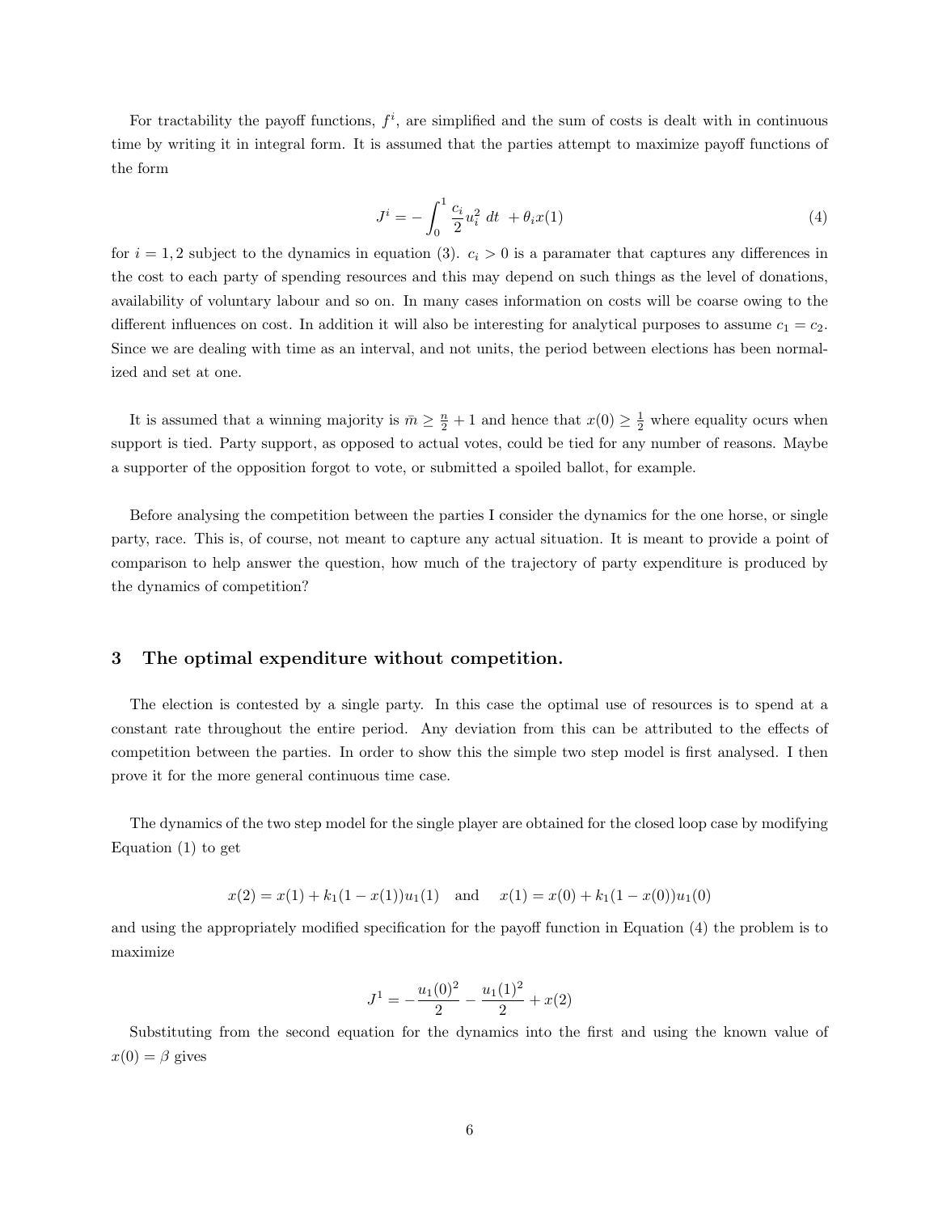For tractability the payoff functions, $f^i$, are simplified and the sum of costs is dealt with in continuous time by writing it in integral form. It is assumed that the parties attempt to maximize payoff functions of the form

$$J^i = -\int_0^1 \frac{c_i}{2} u_i^2 \; dt \; + \theta_i x(1) \tag{4}$$

for $i = 1, 2$ subject to the dynamics in equation (3). $c_i > 0$ is a paramater that captures any differences in the cost to each party of spending resources and this may depend on such things as the level of donations, availability of voluntary labour and so on. In many cases information on costs will be coarse owing to the different influences on cost. In addition it will also be interesting for analytical purposes to assume $c_1 = c_2$. Since we are dealing with time as an interval, and not units, the period between elections has been normalized and set at one.

It is assumed that a winning majority is $\bar{m} \geq \frac{n}{2} + 1$ and hence that $x(0) \geq \frac{1}{2}$ where equality ocurs when support is tied. Party support, as opposed to actual votes, could be tied for any number of reasons. Maybe a supporter of the opposition forgot to vote, or submitted a spoiled ballot, for example.

Before analysing the competition between the parties I consider the dynamics for the one horse, or single party, race. This is, of course, not meant to capture any actual situation. It is meant to provide a point of comparison to help answer the question, how much of the trajectory of party expenditure is produced by the dynamics of competition?

## 3 The optimal expenditure without competition.

The election is contested by a single party. In this case the optimal use of resources is to spend at a constant rate throughout the entire period. Any deviation from this can be attributed to the effects of competition between the parties. In order to show this the simple two step model is first analysed. I then prove it for the more general continuous time case.

The dynamics of the two step model for the single player are obtained for the closed loop case by modifying Equation (1) to get

$$x(2) = x(1) + k_1(1 - x(1))u_1(1) \quad \text{and} \quad x(1) = x(0) + k_1(1 - x(0))u_1(0)$$

and using the appropriately modified specification for the payoff function in Equation (4) the problem is to maximize

$$J^1 = -\frac{u_1(0)^2}{2} - \frac{u_1(1)^2}{2} + x(2)$$

Substituting from the second equation for the dynamics into the first and using the known value of $x(0) = \beta$ gives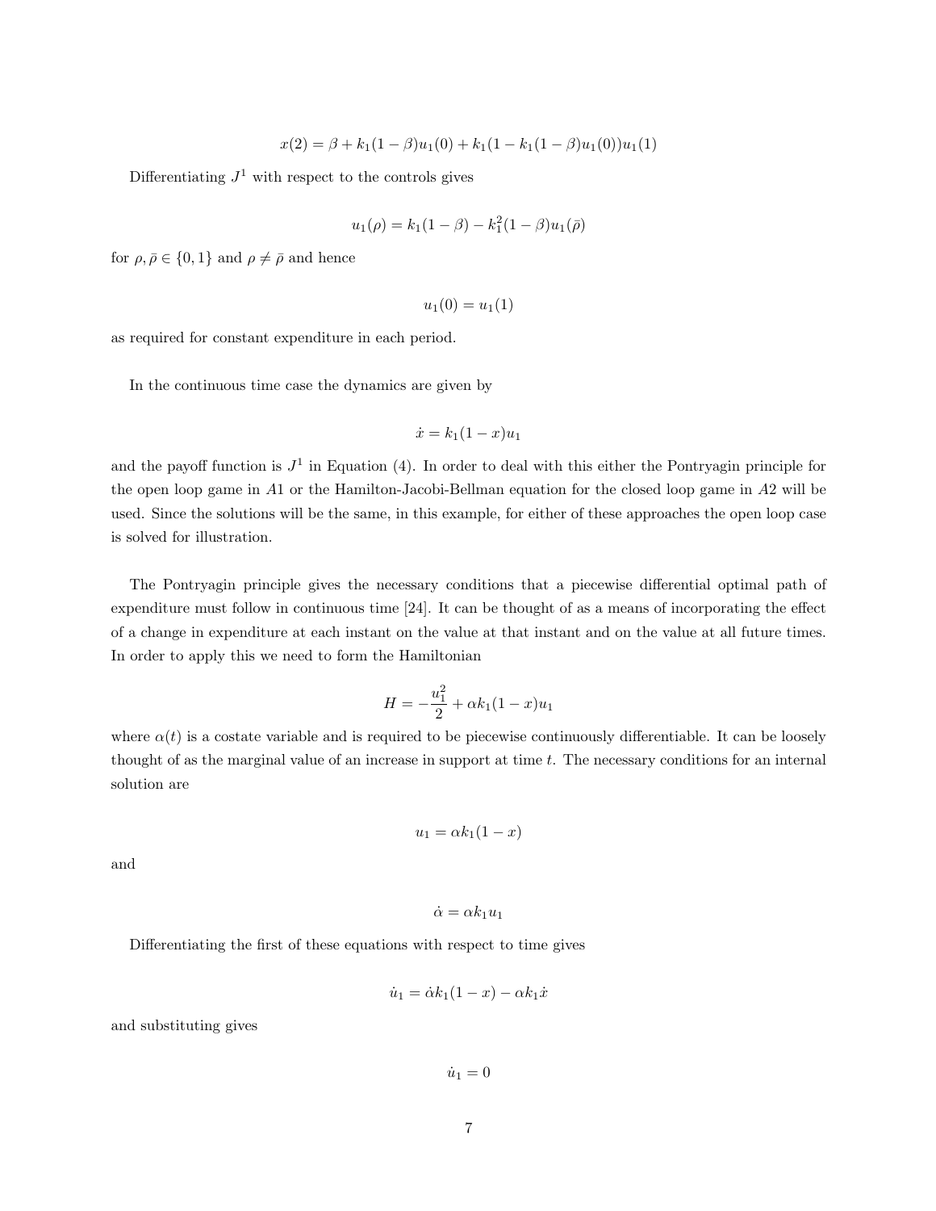$$x(2) = \beta + k_1(1-\beta)u_1(0) + k_1(1 - k_1(1-\beta)u_1(0))u_1(1)$$

Differentiating $J^1$ with respect to the controls gives

$$u_1(\rho) = k_1(1-\beta) - k_1^2(1-\beta)u_1(\bar{\rho})$$

for $\rho, \bar{\rho} \in \{0, 1\}$ and $\rho \neq \bar{\rho}$ and hence

$$u_1(0) = u_1(1)$$

as required for constant expenditure in each period.

In the continuous time case the dynamics are given by

$$\dot{x} = k_1(1-x)u_1$$

and the payoff function is $J^1$ in Equation (4). In order to deal with this either the Pontryagin principle for the open loop game in $A1$ or the Hamilton-Jacobi-Bellman equation for the closed loop game in $A2$ will be used. Since the solutions will be the same, in this example, for either of these approaches the open loop case is solved for illustration.

The Pontryagin principle gives the necessary conditions that a piecewise differential optimal path of expenditure must follow in continuous time [24]. It can be thought of as a means of incorporating the effect of a change in expenditure at each instant on the value at that instant and on the value at all future times. In order to apply this we need to form the Hamiltonian

$$H = -\frac{u_1^2}{2} + \alpha k_1(1-x)u_1$$

where $\alpha(t)$ is a costate variable and is required to be piecewise continuously differentiable. It can be loosely thought of as the marginal value of an increase in support at time $t$. The necessary conditions for an internal solution are

$$u_1 = \alpha k_1(1-x)$$

and

$$\dot{\alpha} = \alpha k_1 u_1$$

Differentiating the first of these equations with respect to time gives

$$\dot{u}_1 = \dot{\alpha} k_1(1-x) - \alpha k_1 \dot{x}$$

and substituting gives

$$\dot{u}_1 = 0$$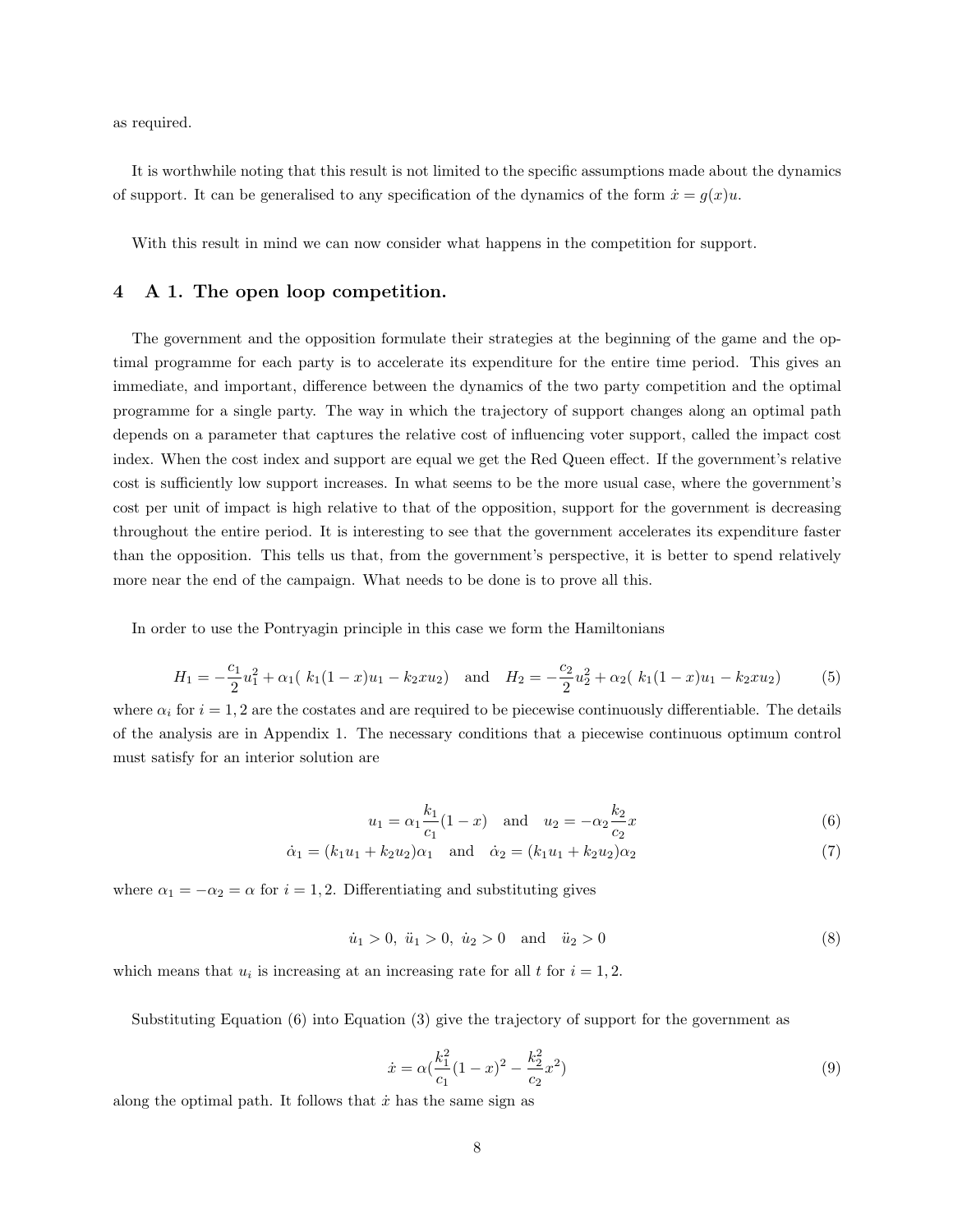as required.

It is worthwhile noting that this result is not limited to the specific assumptions made about the dynamics of support. It can be generalised to any specification of the dynamics of the form $\dot{x} = g(x)u$.

With this result in mind we can now consider what happens in the competition for support.

## 4 A 1. The open loop competition.

The government and the opposition formulate their strategies at the beginning of the game and the optimal programme for each party is to accelerate its expenditure for the entire time period. This gives an immediate, and important, difference between the dynamics of the two party competition and the optimal programme for a single party. The way in which the trajectory of support changes along an optimal path depends on a parameter that captures the relative cost of influencing voter support, called the impact cost index. When the cost index and support are equal we get the Red Queen effect. If the government's relative cost is sufficiently low support increases. In what seems to be the more usual case, where the government's cost per unit of impact is high relative to that of the opposition, support for the government is decreasing throughout the entire period. It is interesting to see that the government accelerates its expenditure faster than the opposition. This tells us that, from the government's perspective, it is better to spend relatively more near the end of the campaign. What needs to be done is to prove all this.

In order to use the Pontryagin principle in this case we form the Hamiltonians

$$H_1 = -\frac{c_1}{2}u_1^2 + \alpha_1( \, k_1(1-x)u_1 - k_2xu_2) \quad \text{and} \quad H_2 = -\frac{c_2}{2}u_2^2 + \alpha_2( \, k_1(1-x)u_1 - k_2xu_2) \tag{5}$$

where $\alpha_i$ for $i = 1, 2$ are the costates and are required to be piecewise continuously differentiable. The details of the analysis are in Appendix 1. The necessary conditions that a piecewise continuous optimum control must satisfy for an interior solution are

$$u_1 = \alpha_1 \frac{k_1}{c_1}(1-x) \quad \text{and} \quad u_2 = -\alpha_2 \frac{k_2}{c_2}x \tag{6}$$

$$\dot{\alpha}_1 = (k_1u_1 + k_2u_2)\alpha_1 \quad \text{and} \quad \dot{\alpha}_2 = (k_1u_1 + k_2u_2)\alpha_2 \tag{7}$$

where $\alpha_1 = -\alpha_2 = \alpha$ for $i = 1, 2$. Differentiating and substituting gives

$$\dot{u}_1 > 0, \; \ddot{u}_1 > 0, \; \dot{u}_2 > 0 \quad \text{and} \quad \ddot{u}_2 > 0 \tag{8}$$

which means that $u_i$ is increasing at an increasing rate for all $t$ for $i = 1, 2$.

Substituting Equation (6) into Equation (3) give the trajectory of support for the government as

$$\dot{x} = \alpha(\frac{k_1^2}{c_1}(1-x)^2 - \frac{k_2^2}{c_2}x^2) \tag{9}$$

along the optimal path. It follows that $\dot{x}$ has the same sign as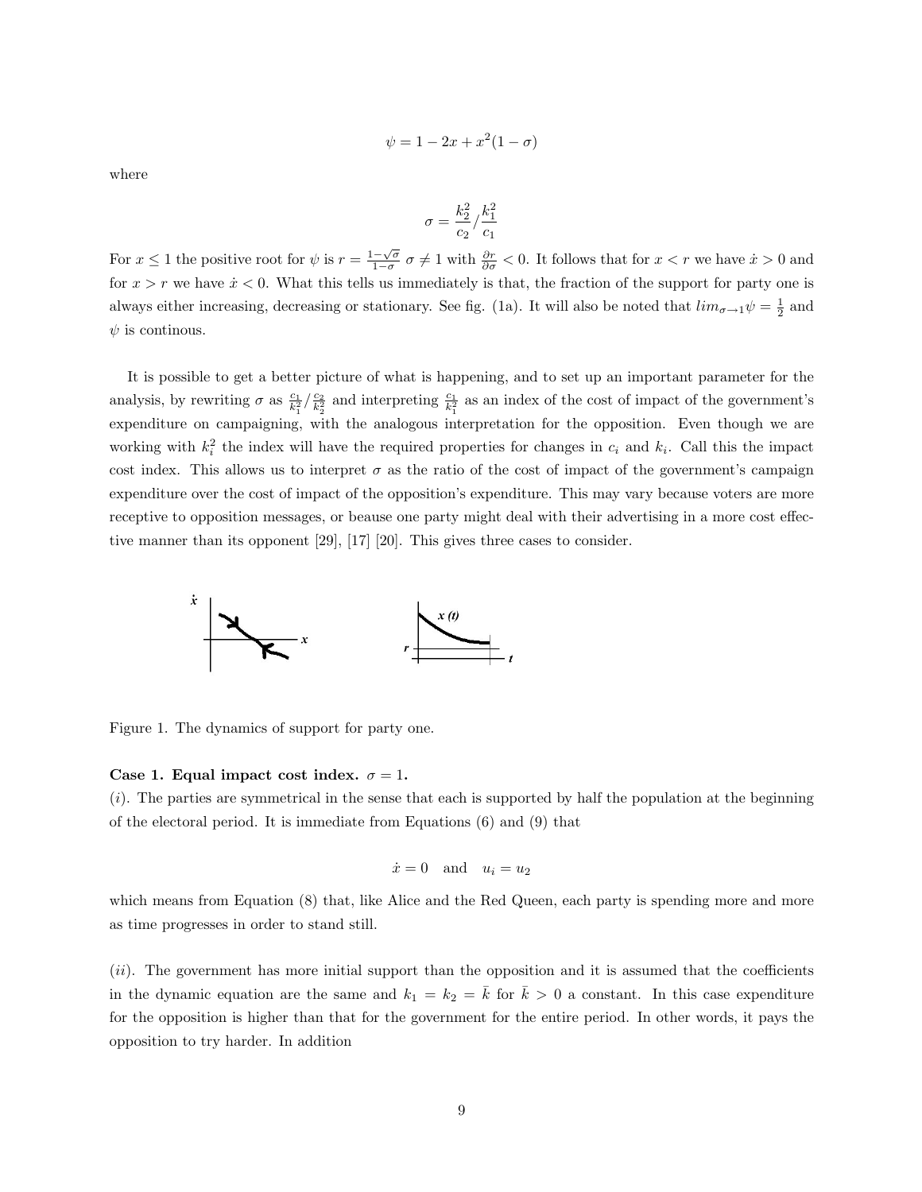$$\psi = 1 - 2x + x^2(1 - \sigma)$$

where

$$\sigma = \frac{k_2^2}{c_2} / \frac{k_1^2}{c_1}$$

For $x \leq 1$ the positive root for $\psi$ is $r = \frac{1-\sqrt{\sigma}}{1-\sigma}$ $\sigma \neq 1$ with $\frac{\partial r}{\partial \sigma} < 0$. It follows that for $x < r$ we have $\dot{x} > 0$ and for $x > r$ we have $\dot{x} < 0$. What this tells us immediately is that, the fraction of the support for party one is always either increasing, decreasing or stationary. See fig. (1a). It will also be noted that $lim_{\sigma \to 1} \psi = \frac{1}{2}$ and $\psi$ is continous.

It is possible to get a better picture of what is happening, and to set up an important parameter for the analysis, by rewriting $\sigma$ as $\frac{c_1}{k_1^2} / \frac{c_2}{k_2^2}$ and interpreting $\frac{c_1}{k_1^2}$ as an index of the cost of impact of the government's expenditure on campaigning, with the analogous interpretation for the opposition. Even though we are working with $k_i^2$ the index will have the required properties for changes in $c_i$ and $k_i$. Call this the impact cost index. This allows us to interpret $\sigma$ as the ratio of the cost of impact of the government's campaign expenditure over the cost of impact of the opposition's expenditure. This may vary because voters are more receptive to opposition messages, or beause one party might deal with their advertising in a more cost effective manner than its opponent [29], [17] [20]. This gives three cases to consider.

Figure 1. The dynamics of support for party one.

**Case 1. Equal impact cost index.** $\sigma = 1$.

$(i)$. The parties are symmetrical in the sense that each is supported by half the population at the beginning of the electoral period. It is immediate from Equations (6) and (9) that

$$\dot{x} = 0 \quad \text{and} \quad u_i = u_2$$

which means from Equation (8) that, like Alice and the Red Queen, each party is spending more and more as time progresses in order to stand still.

$(ii)$. The government has more initial support than the opposition and it is assumed that the coefficients in the dynamic equation are the same and $k_1 = k_2 = \bar{k}$ for $\bar{k} > 0$ a constant. In this case expenditure for the opposition is higher than that for the government for the entire period. In other words, it pays the opposition to try harder. In addition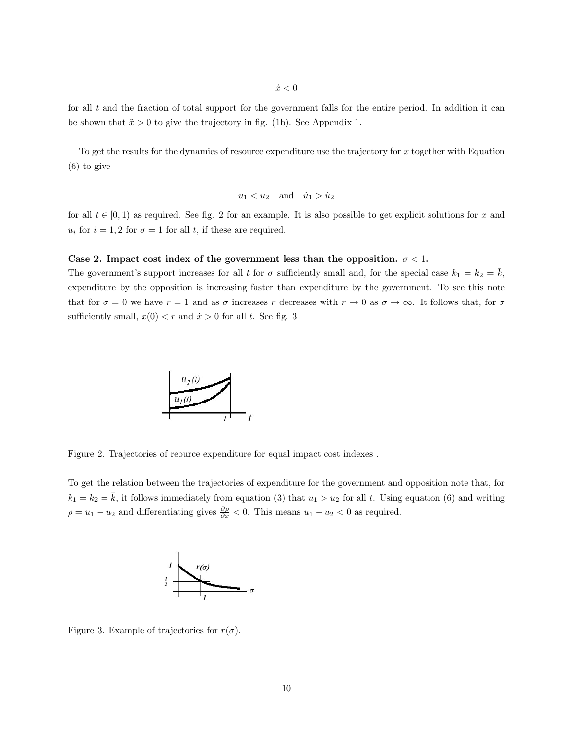$$\dot{x} < 0$$

for all $t$ and the fraction of total support for the government falls for the entire period. In addition it can be shown that $\ddot{x} > 0$ to give the trajectory in fig. (1b). See Appendix 1.

To get the results for the dynamics of resource expenditure use the trajectory for $x$ together with Equation (6) to give

$$u_1 < u_2 \quad \text{and} \quad \dot{u}_1 > \dot{u}_2$$

for all $t \in [0, 1)$ as required. See fig. 2 for an example. It is also possible to get explicit solutions for $x$ and $u_i$ for $i = 1, 2$ for $\sigma = 1$ for all $t$, if these are required.

**Case 2. Impact cost index of the government less than the opposition. $\sigma < 1$.**
The government's support increases for all $t$ for $\sigma$ sufficiently small and, for the special case $k_1 = k_2 = \bar{k}$, expenditure by the opposition is increasing faster than expenditure by the government. To see this note that for $\sigma = 0$ we have $r = 1$ and as $\sigma$ increases $r$ decreases with $r \to 0$ as $\sigma \to \infty$. It follows that, for $\sigma$ sufficiently small, $x(0) < r$ and $\dot{x} > 0$ for all $t$. See fig. 3

Figure 2. Trajectories of reource expenditure for equal impact cost indexes .

To get the relation between the trajectories of expenditure for the government and opposition note that, for $k_1 = k_2 = \bar{k}$, it follows immediately from equation (3) that $u_1 > u_2$ for all $t$. Using equation (6) and writing $\rho = u_1 - u_2$ and differentiating gives $\frac{\partial \rho}{\partial x} < 0$. This means $u_1 - u_2 < 0$ as required.

Figure 3. Example of trajectories for $r(\sigma)$.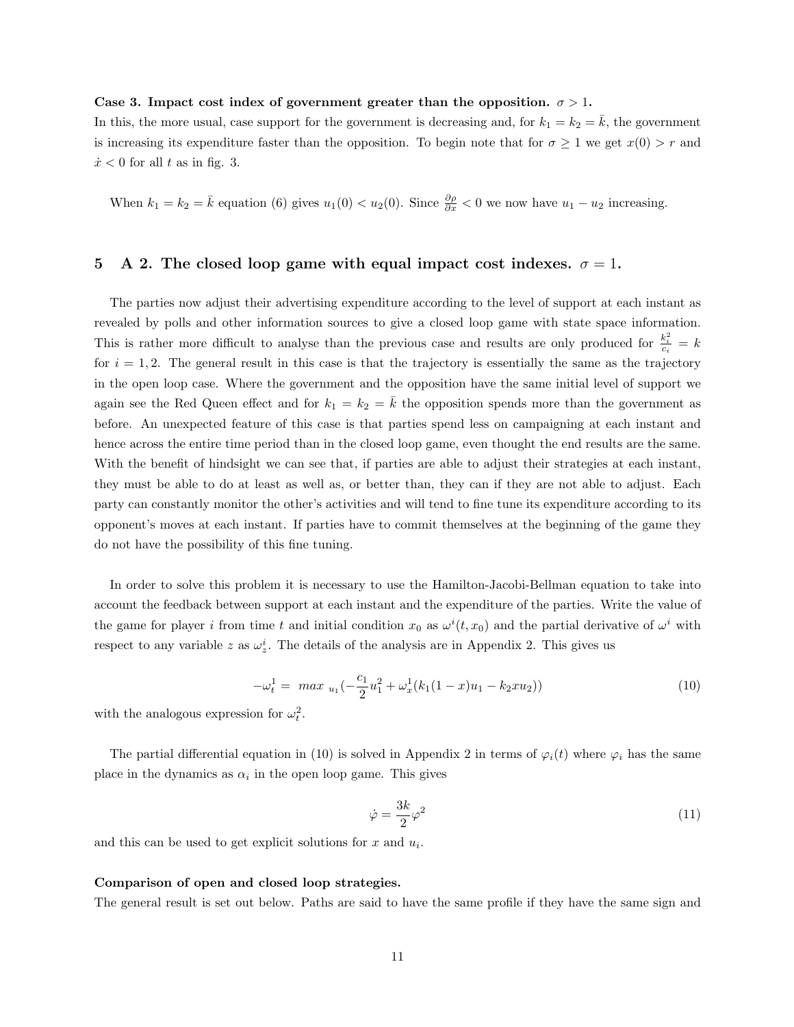**Case 3. Impact cost index of government greater than the opposition.** $\sigma > 1$.
In this, the more usual, case support for the government is decreasing and, for $k_1 = k_2 = \bar{k}$, the government is increasing its expenditure faster than the opposition. To begin note that for $\sigma \geq 1$ we get $x(0) > r$ and $\dot{x} < 0$ for all $t$ as in fig. 3.

When $k_1 = k_2 = \bar{k}$ equation (6) gives $u_1(0) < u_2(0)$. Since $\frac{\partial \rho}{\partial x} < 0$ we now have $u_1 - u_2$ increasing.

## 5 A 2. The closed loop game with equal impact cost indexes. $\sigma = 1$.

The parties now adjust their advertising expenditure according to the level of support at each instant as revealed by polls and other information sources to give a closed loop game with state space information. This is rather more difficult to analyse than the previous case and results are only produced for $\frac{k_i^2}{c_i} = k$ for $i = 1, 2$. The general result in this case is that the trajectory is essentially the same as the trajectory in the open loop case. Where the government and the opposition have the same initial level of support we again see the Red Queen effect and for $k_1 = k_2 = \bar{k}$ the opposition spends more than the government as before. An unexpected feature of this case is that parties spend less on campaigning at each instant and hence across the entire time period than in the closed loop game, even thought the end results are the same. With the benefit of hindsight we can see that, if parties are able to adjust their strategies at each instant, they must be able to do at least as well as, or better than, they can if they are not able to adjust. Each party can constantly monitor the other's activities and will tend to fine tune its expenditure according to its opponent's moves at each instant. If parties have to commit themselves at the beginning of the game they do not have the possibility of this fine tuning.

In order to solve this problem it is necessary to use the Hamilton-Jacobi-Bellman equation to take into account the feedback between support at each instant and the expenditure of the parties. Write the value of the game for player $i$ from time $t$ and initial condition $x_0$ as $\omega^i(t, x_0)$ and the partial derivative of $\omega^i$ with respect to any variable $z$ as $\omega^i_z$. The details of the analysis are in Appendix 2. This gives us

$$-\omega^1_t = \ max\ _{u_1}(-\frac{c_1}{2}u_1^2 + \omega^1_x(k_1(1-x)u_1 - k_2 x u_2)) \tag{10}$$

with the analogous expression for $\omega^2_t$.

The partial differential equation in (10) is solved in Appendix 2 in terms of $\varphi_i(t)$ where $\varphi_i$ has the same place in the dynamics as $\alpha_i$ in the open loop game. This gives

$$\dot{\varphi} = \frac{3k}{2}\varphi^2 \tag{11}$$

and this can be used to get explicit solutions for $x$ and $u_i$.

**Comparison of open and closed loop strategies.**
The general result is set out below. Paths are said to have the same profile if they have the same sign and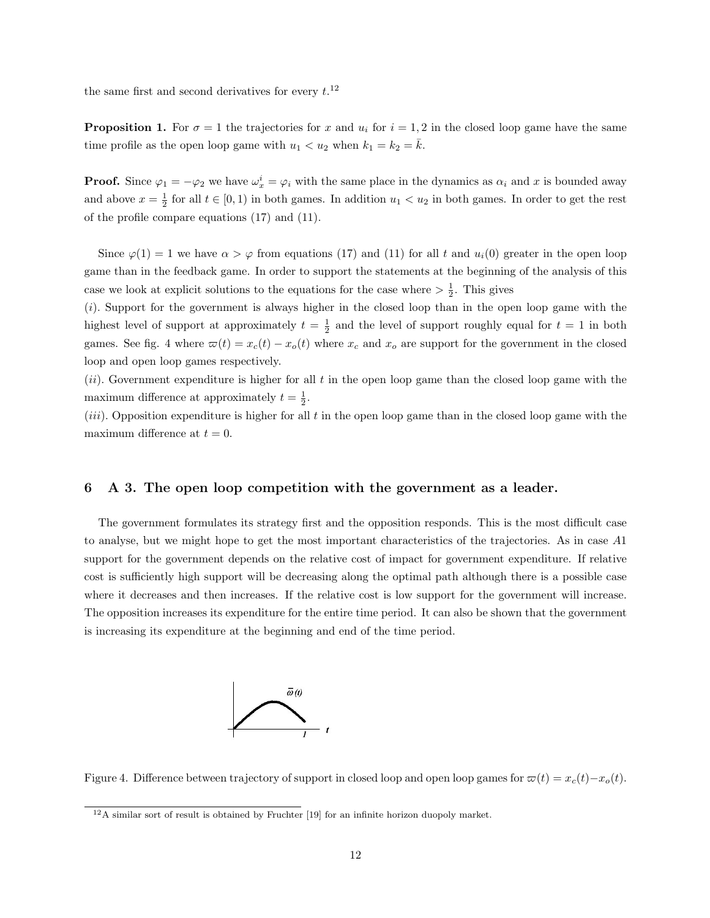the same first and second derivatives for every $t$.[12]

**Proposition 1.** For $\sigma = 1$ the trajectories for $x$ and $u_i$ for $i = 1, 2$ in the closed loop game have the same time profile as the open loop game with $u_1 < u_2$ when $k_1 = k_2 = \bar{k}$.

**Proof.** Since $\varphi_1 = -\varphi_2$ we have $\omega_x^i = \varphi_i$ with the same place in the dynamics as $\alpha_i$ and $x$ is bounded away and above $x = \frac{1}{2}$ for all $t \in [0, 1)$ in both games. In addition $u_1 < u_2$ in both games. In order to get the rest of the profile compare equations (17) and (11).

Since $\varphi(1) = 1$ we have $\alpha > \varphi$ from equations (17) and (11) for all $t$ and $u_i(0)$ greater in the open loop game than in the feedback game. In order to support the statements at the beginning of the analysis of this case we look at explicit solutions to the equations for the case where $> \frac{1}{2}$. This gives

$(i)$. Support for the government is always higher in the closed loop than in the open loop game with the highest level of support at approximately $t = \frac{1}{2}$ and the level of support roughly equal for $t = 1$ in both games. See fig. 4 where $\varpi(t) = x_c(t) - x_o(t)$ where $x_c$ and $x_o$ are support for the government in the closed loop and open loop games respectively.

$(ii)$. Government expenditure is higher for all $t$ in the open loop game than the closed loop game with the maximum difference at approximately $t = \frac{1}{2}$.

$(iii)$. Opposition expenditure is higher for all $t$ in the open loop game than in the closed loop game with the maximum difference at $t = 0$.

## 6 A 3. The open loop competition with the government as a leader.

The government formulates its strategy first and the opposition responds. This is the most difficult case to analyse, but we might hope to get the most important characteristics of the trajectories. As in case $A1$ support for the government depends on the relative cost of impact for government expenditure. If relative cost is sufficiently high support will be decreasing along the optimal path although there is a possible case where it decreases and then increases. If the relative cost is low support for the government will increase. The opposition increases its expenditure for the entire time period. It can also be shown that the government is increasing its expenditure at the beginning and end of the time period.

Figure 4. Difference between trajectory of support in closed loop and open loop games for $\varpi(t) = x_c(t) - x_o(t)$.

[12] A similar sort of result is obtained by Fruchter [19] for an infinite horizon duopoly market.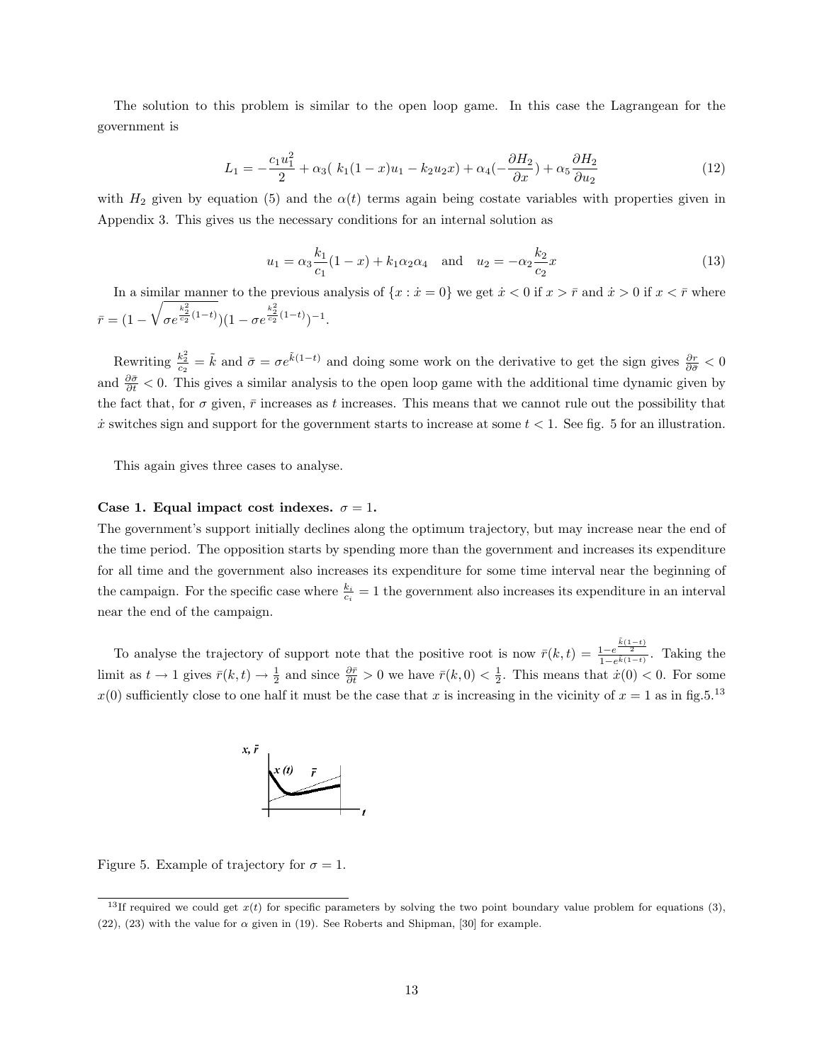The solution to this problem is similar to the open loop game. In this case the Lagrangean for the government is

$$L_1 = -\frac{c_1 u_1^2}{2} + \alpha_3( \ k_1(1-x)u_1 - k_2 u_2 x) + \alpha_4(-\frac{\partial H_2}{\partial x}) + \alpha_5 \frac{\partial H_2}{\partial u_2} \tag{12}$$

with $H_2$ given by equation (5) and the $\alpha(t)$ terms again being costate variables with properties given in Appendix 3. This gives us the necessary conditions for an internal solution as

$$u_1 = \alpha_3 \frac{k_1}{c_1}(1-x) + k_1 \alpha_2 \alpha_4 \quad \text{and} \quad u_2 = -\alpha_2 \frac{k_2}{c_2} x \tag{13}$$

In a similar manner to the previous analysis of $\{x : \dot{x} = 0\}$ we get $\dot{x} < 0$ if $x > \bar{r}$ and $\dot{x} > 0$ if $x < \bar{r}$ where $\bar{r} = (1 - \sqrt{\sigma e^{\frac{k_2^2}{c_2}(1-t)}})(1 - \sigma e^{\frac{k_2^2}{c_2}(1-t)})^{-1}$.

Rewriting $\frac{k_2^2}{c_2} = \tilde{k}$ and $\bar{\sigma} = \sigma e^{\tilde{k}(1-t)}$ and doing some work on the derivative to get the sign gives $\frac{\partial r}{\partial \bar{\sigma}} < 0$ and $\frac{\partial \bar{\sigma}}{\partial t} < 0$. This gives a similar analysis to the open loop game with the additional time dynamic given by the fact that, for $\sigma$ given, $\bar{r}$ increases as $t$ increases. This means that we cannot rule out the possibility that $\dot{x}$ switches sign and support for the government starts to increase at some $t < 1$. See fig. 5 for an illustration.

This again gives three cases to analyse.

**Case 1. Equal impact cost indexes.** $\sigma = 1$.
The government's support initially declines along the optimum trajectory, but may increase near the end of the time period. The opposition starts by spending more than the government and increases its expenditure for all time and the government also increases its expenditure for some time interval near the beginning of the campaign. For the specific case where $\frac{k_i}{c_i} = 1$ the government also increases its expenditure in an interval near the end of the campaign.

To analyse the trajectory of support note that the positive root is now $\bar{r}(k,t) = \frac{1 - e^{\frac{\tilde{k}(1-t)}{2}}}{1 - e^{\tilde{k}(1-t)}}$. Taking the limit as $t \to 1$ gives $\bar{r}(k,t) \to \frac{1}{2}$ and since $\frac{\partial \bar{r}}{\partial t} > 0$ we have $\bar{r}(k,0) < \frac{1}{2}$. This means that $\dot{x}(0) < 0$. For some $x(0)$ sufficiently close to one half it must be the case that $x$ is increasing in the vicinity of $x = 1$ as in fig.5.[13]

Figure 5. Example of trajectory for $\sigma = 1$.

[13] If required we could get $x(t)$ for specific parameters by solving the two point boundary value problem for equations (3), (22), (23) with the value for $\alpha$ given in (19). See Roberts and Shipman, [30] for example.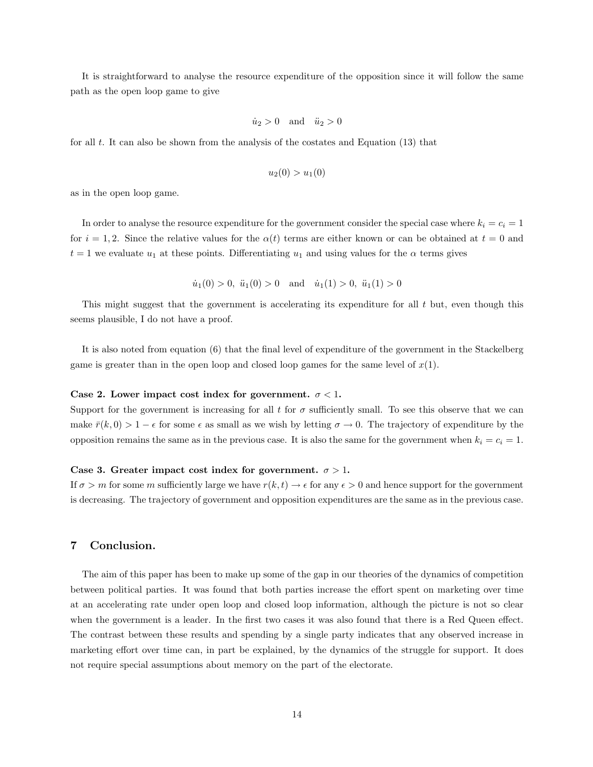It is straightforward to analyse the resource expenditure of the opposition since it will follow the same path as the open loop game to give

$$\dot{u}_2 > 0 \quad \text{and} \quad \ddot{u}_2 > 0$$

for all $t$. It can also be shown from the analysis of the costates and Equation (13) that

$$u_2(0) > u_1(0)$$

as in the open loop game.

In order to analyse the resource expenditure for the government consider the special case where $k_i = c_i = 1$ for $i = 1, 2$. Since the relative values for the $\alpha(t)$ terms are either known or can be obtained at $t = 0$ and $t = 1$ we evaluate $u_1$ at these points. Differentiating $u_1$ and using values for the $\alpha$ terms gives

$$\dot{u}_1(0) > 0, \ \ddot{u}_1(0) > 0 \quad \text{and} \quad \dot{u}_1(1) > 0, \ \ddot{u}_1(1) > 0$$

This might suggest that the government is accelerating its expenditure for all $t$ but, even though this seems plausible, I do not have a proof.

It is also noted from equation (6) that the final level of expenditure of the government in the Stackelberg game is greater than in the open loop and closed loop games for the same level of $x(1)$.

**Case 2. Lower impact cost index for government. $\sigma < 1$.**
Support for the government is increasing for all $t$ for $\sigma$ sufficiently small. To see this observe that we can make $\bar{r}(k, 0) > 1 - \epsilon$ for some $\epsilon$ as small as we wish by letting $\sigma \to 0$. The trajectory of expenditure by the opposition remains the same as in the previous case. It is also the same for the government when $k_i = c_i = 1$.

**Case 3. Greater impact cost index for government. $\sigma > 1$.**
If $\sigma > m$ for some $m$ sufficiently large we have $r(k, t) \to \epsilon$ for any $\epsilon > 0$ and hence support for the government is decreasing. The trajectory of government and opposition expenditures are the same as in the previous case.

## 7 Conclusion.

The aim of this paper has been to make up some of the gap in our theories of the dynamics of competition between political parties. It was found that both parties increase the effort spent on marketing over time at an accelerating rate under open loop and closed loop information, although the picture is not so clear when the government is a leader. In the first two cases it was also found that there is a Red Queen effect. The contrast between these results and spending by a single party indicates that any observed increase in marketing effort over time can, in part be explained, by the dynamics of the struggle for support. It does not require special assumptions about memory on the part of the electorate.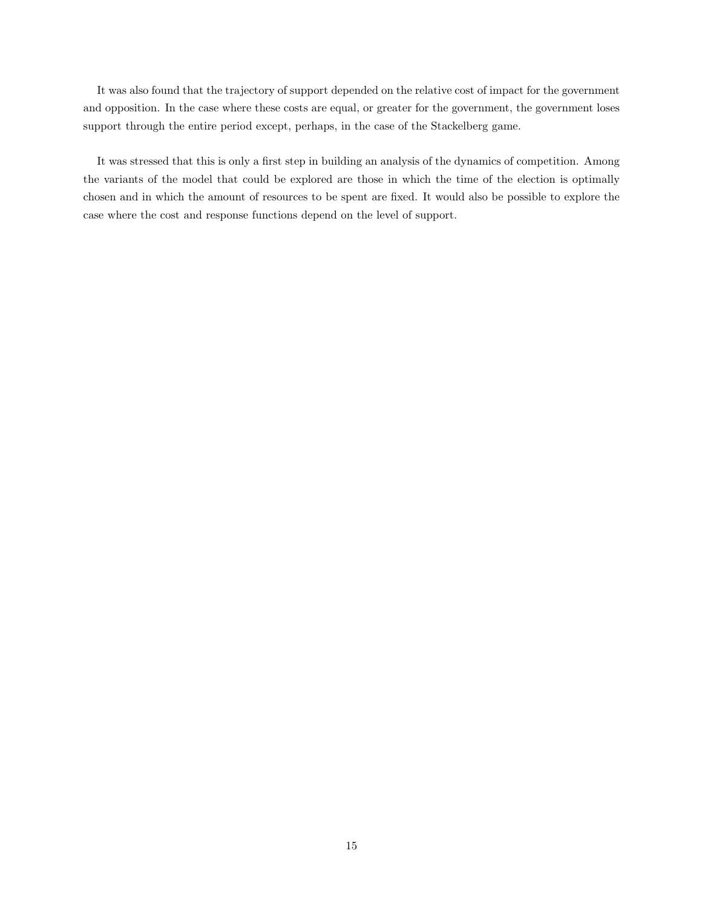It was also found that the trajectory of support depended on the relative cost of impact for the government and opposition. In the case where these costs are equal, or greater for the government, the government loses support through the entire period except, perhaps, in the case of the Stackelberg game.

It was stressed that this is only a first step in building an analysis of the dynamics of competition. Among the variants of the model that could be explored are those in which the time of the election is optimally chosen and in which the amount of resources to be spent are fixed. It would also be possible to explore the case where the cost and response functions depend on the level of support.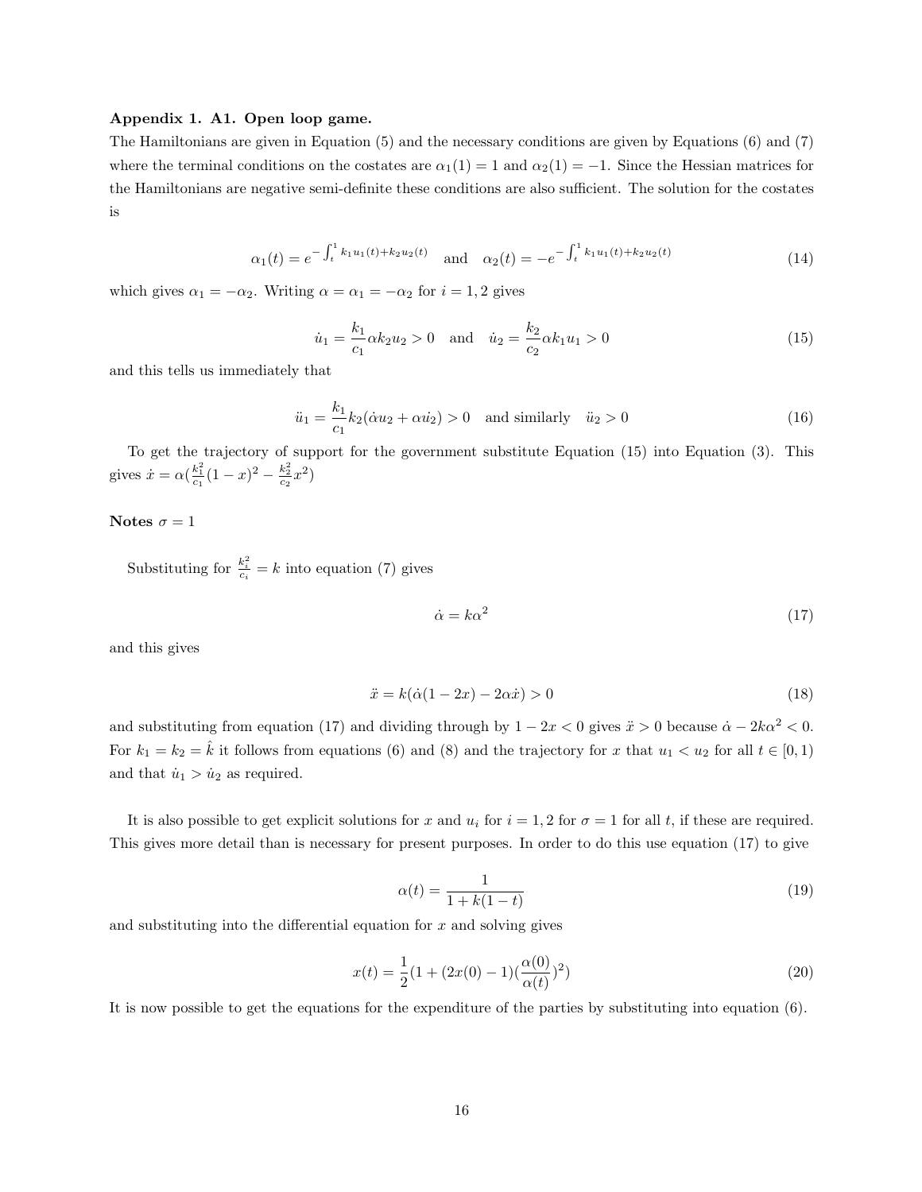**Appendix 1. A1. Open loop game.**

The Hamiltonians are given in Equation (5) and the necessary conditions are given by Equations (6) and (7) where the terminal conditions on the costates are $\alpha_1(1) = 1$ and $\alpha_2(1) = -1$. Since the Hessian matrices for the Hamiltonians are negative semi-definite these conditions are also sufficient. The solution for the costates is

$$\alpha_1(t) = e^{-\int_t^1 k_1 u_1(t) + k_2 u_2(t)} \quad \text{and} \quad \alpha_2(t) = -e^{-\int_t^1 k_1 u_1(t) + k_2 u_2(t)} \tag{14}$$

which gives $\alpha_1 = -\alpha_2$. Writing $\alpha = \alpha_1 = -\alpha_2$ for $i = 1, 2$ gives

$$\dot{u}_1 = \frac{k_1}{c_1} \alpha k_2 u_2 > 0 \quad \text{and} \quad \dot{u}_2 = \frac{k_2}{c_2} \alpha k_1 u_1 > 0 \tag{15}$$

and this tells us immediately that

$$\ddot{u}_1 = \frac{k_1}{c_1} k_2 (\dot{\alpha} u_2 + \alpha \dot{u_2}) > 0 \quad \text{and similarly} \quad \ddot{u}_2 > 0 \tag{16}$$

To get the trajectory of support for the government substitute Equation (15) into Equation (3). This gives $\dot{x} = \alpha(\frac{k_1^2}{c_1}(1-x)^2 - \frac{k_2^2}{c_2}x^2)$

**Notes** $\sigma = 1$

Substituting for $\frac{k_i^2}{c_i} = k$ into equation (7) gives

$$\dot{\alpha} = k\alpha^2 \tag{17}$$

and this gives

$$\ddot{x} = k(\dot{\alpha}(1 - 2x) - 2\alpha\dot{x}) > 0 \tag{18}$$

and substituting from equation (17) and dividing through by $1 - 2x < 0$ gives $\ddot{x} > 0$ because $\dot{\alpha} - 2k\alpha^2 < 0$. For $k_1 = k_2 = \hat{k}$ it follows from equations (6) and (8) and the trajectory for $x$ that $u_1 < u_2$ for all $t \in [0, 1)$ and that $\dot{u}_1 > \dot{u}_2$ as required.

It is also possible to get explicit solutions for $x$ and $u_i$ for $i = 1, 2$ for $\sigma = 1$ for all $t$, if these are required. This gives more detail than is necessary for present purposes. In order to do this use equation (17) to give

$$\alpha(t) = \frac{1}{1 + k(1-t)} \tag{19}$$

and substituting into the differential equation for $x$ and solving gives

$$x(t) = \frac{1}{2}(1 + (2x(0) - 1)(\frac{\alpha(0)}{\alpha(t)})^2) \tag{20}$$

It is now possible to get the equations for the expenditure of the parties by substituting into equation (6).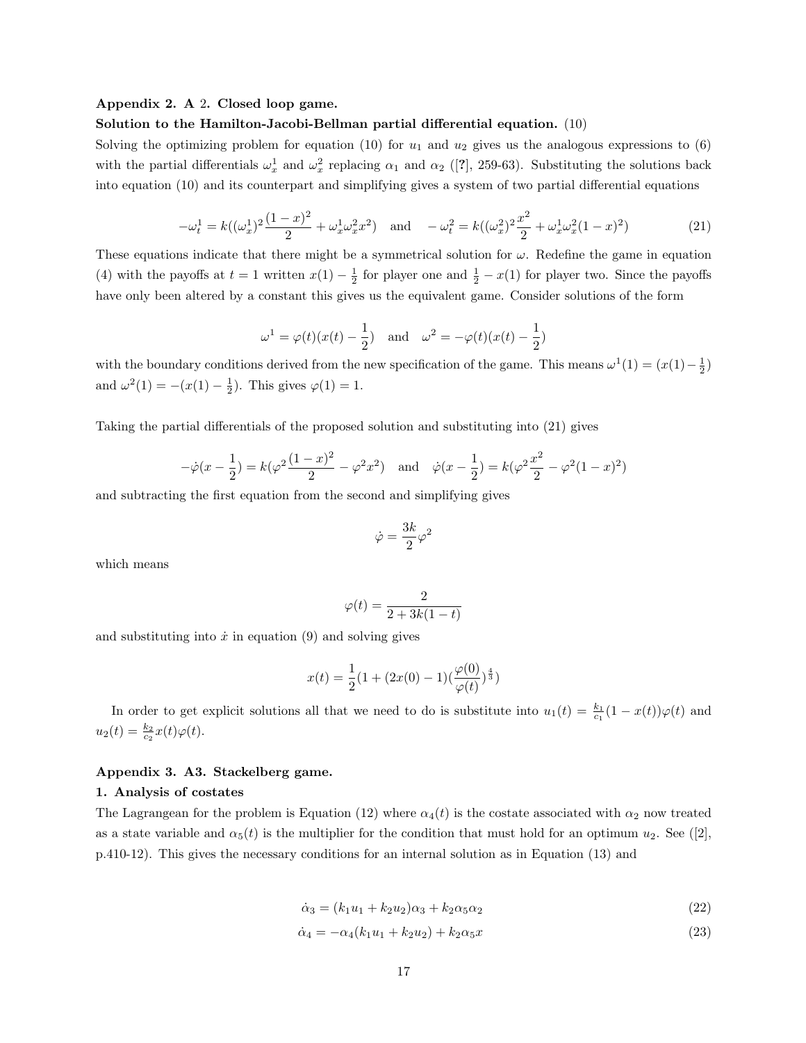**Appendix 2. A 2. Closed loop game.**

**Solution to the Hamilton-Jacobi-Bellman partial differential equation.** (10)

Solving the optimizing problem for equation (10) for $u_1$ and $u_2$ gives us the analogous expressions to (6) with the partial differentials $\omega_x^1$ and $\omega_x^2$ replacing $\alpha_1$ and $\alpha_2$ ([?], 259-63). Substituting the solutions back into equation (10) and its counterpart and simplifying gives a system of two partial differential equations

$$-\omega_t^1 = k((\omega_x^1)^2\frac{(1-x)^2}{2} + \omega_x^1\omega_x^2 x^2) \quad \text{and} \quad -\omega_t^2 = k((\omega_x^2)^2\frac{x^2}{2} + \omega_x^1\omega_x^2(1-x)^2) \tag{21}$$

These equations indicate that there might be a symmetrical solution for $\omega$. Redefine the game in equation (4) with the payoffs at $t=1$ written $x(1) - \frac{1}{2}$ for player one and $\frac{1}{2} - x(1)$ for player two. Since the payoffs have only been altered by a constant this gives us the equivalent game. Consider solutions of the form

$$\omega^1 = \varphi(t)(x(t) - \frac{1}{2}) \quad \text{and} \quad \omega^2 = -\varphi(t)(x(t) - \frac{1}{2})$$

with the boundary conditions derived from the new specification of the game. This means $\omega^1(1) = (x(1) - \frac{1}{2})$ and $\omega^2(1) = -(x(1) - \frac{1}{2})$. This gives $\varphi(1) = 1$.

Taking the partial differentials of the proposed solution and substituting into (21) gives

$$-\dot{\varphi}(x - \frac{1}{2}) = k(\varphi^2\frac{(1-x)^2}{2} - \varphi^2 x^2) \quad \text{and} \quad \dot{\varphi}(x - \frac{1}{2}) = k(\varphi^2\frac{x^2}{2} - \varphi^2(1-x)^2)$$

and subtracting the first equation from the second and simplifying gives

$$\dot{\varphi} = \frac{3k}{2}\varphi^2$$

which means

$$\varphi(t) = \frac{2}{2 + 3k(1-t)}$$

and substituting into $\dot{x}$ in equation (9) and solving gives

$$x(t) = \frac{1}{2}(1 + (2x(0) - 1)(\frac{\varphi(0)}{\varphi(t)})^{\frac{4}{3}})$$

In order to get explicit solutions all that we need to do is substitute into $u_1(t) = \frac{k_1}{c_1}(1 - x(t))\varphi(t)$ and $u_2(t) = \frac{k_2}{c_2}x(t)\varphi(t)$.

**Appendix 3. A3. Stackelberg game.**

**1. Analysis of costates**

The Lagrangean for the problem is Equation (12) where $\alpha_4(t)$ is the costate associated with $\alpha_2$ now treated as a state variable and $\alpha_5(t)$ is the multiplier for the condition that must hold for an optimum $u_2$. See ([2], p.410-12). This gives the necessary conditions for an internal solution as in Equation (13) and

$$\dot{\alpha}_3 = (k_1u_1 + k_2u_2)\alpha_3 + k_2\alpha_5\alpha_2 \tag{22}$$

$$\dot{\alpha}_4 = -\alpha_4(k_1u_1 + k_2u_2) + k_2\alpha_5 x \tag{23}$$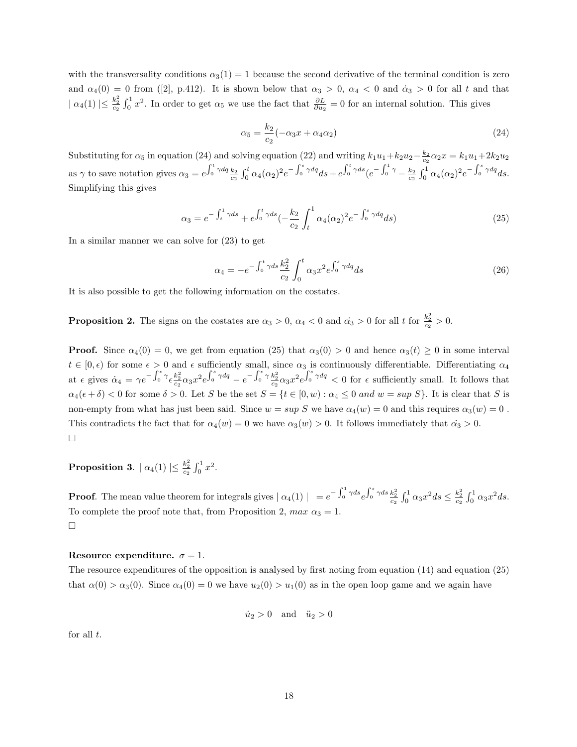with the transversality conditions $\alpha_3(1) = 1$ because the second derivative of the terminal condition is zero and $\alpha_4(0) = 0$ from ([2], p.412). It is shown below that $\alpha_3 > 0$, $\alpha_4 < 0$ and $\dot{\alpha}_3 > 0$ for all $t$ and that $\mid \alpha_4(1) \mid \leq \frac{k_2^2}{c_2} \int_0^1 x^2$. In order to get $\alpha_5$ we use the fact that $\frac{\partial L}{\partial u_2} = 0$ for an internal solution. This gives

$$\alpha_5 = \frac{k_2}{c_2}(-\alpha_3 x + \alpha_4 \alpha_2) \tag{24}$$

Substituting for $\alpha_5$ in equation (24) and solving equation (22) and writing $k_1u_1+k_2u_2-\frac{k_2}{c_2}\alpha_2 x = k_1u_1+2k_2u_2$ as $\gamma$ to save notation gives $\alpha_3 = e^{\int_0^t \gamma dq} \frac{k_2}{c_2} \int_0^t \alpha_4(\alpha_2)^2 e^{-\int_0^s \gamma dq} ds + e^{\int_0^t \gamma ds}(e^{-\int_0^1 \gamma} - \frac{k_2}{c_2} \int_0^1 \alpha_4(\alpha_2)^2 e^{-\int_0^s \gamma dq} ds$. Simplifying this gives

$$\alpha_3 = e^{-\int_t^1 \gamma ds} + e^{\int_0^t \gamma ds}(-\frac{k_2}{c_2} \int_t^1 \alpha_4(\alpha_2)^2 e^{-\int_0^s \gamma dq} ds) \tag{25}$$

In a similar manner we can solve for (23) to get

$$\alpha_4 = -e^{-\int_0^t \gamma ds} \frac{k_2^2}{c_2} \int_0^t \alpha_3 x^2 e^{\int_0^s \gamma dq} ds \tag{26}$$

It is also possible to get the following information on the costates.

**Proposition 2.** The signs on the costates are $\alpha_3 > 0$, $\alpha_4 < 0$ and $\dot{\alpha_3} > 0$ for all $t$ for $\frac{k_2^2}{c_2} > 0$.

**Proof.** Since $\alpha_4(0) = 0$, we get from equation (25) that $\alpha_3(0) > 0$ and hence $\alpha_3(t) \geq 0$ in some interval $t \in [0, \epsilon)$ for some $\epsilon > 0$ and $\epsilon$ sufficiently small, since $\alpha_3$ is continuously differentiable. Differentiating $\alpha_4$ at $\epsilon$ gives $\dot{\alpha}_4 = \gamma e^{-\int_0^\epsilon \gamma} \epsilon \frac{k_2^2}{c_2} \alpha_3 x^2 e^{\int_0^s \gamma dq} - e^{-\int_0^\epsilon \gamma} \frac{k_2^2}{c_2} \alpha_3 x^2 e^{\int_0^s \gamma dq} < 0$ for $\epsilon$ sufficiently small. It follows that $\alpha_4(\epsilon + \delta) < 0$ for some $\delta > 0$. Let $S$ be the set $S = \{t \in [0, w) : \alpha_4 \leq 0 \textit{ and } w = \textit{sup } S\}$. It is clear that $S$ is non-empty from what has just been said. Since $w = \textit{sup } S$ we have $\alpha_4(w) = 0$ and this requires $\alpha_3(w) = 0$ . This contradicts the fact that for $\alpha_4(w) = 0$ we have $\alpha_3(w) > 0$. It follows immediately that $\dot{\alpha_3} > 0$.
□

**Proposition 3**. $\mid \alpha_4(1) \mid \leq \frac{k_2^2}{c_2} \int_0^1 x^2$.

**Proof**. The mean value theorem for integrals gives $\mid \alpha_4(1) \mid \; = e^{-\int_0^1 \gamma ds} e^{\int_0^s \gamma ds} \frac{k_2^2}{c_2} \int_0^1 \alpha_3 x^2 ds \leq \frac{k_2^2}{c_2} \int_0^1 \alpha_3 x^2 ds$. To complete the proof note that, from Proposition 2, $\textit{max } \alpha_3 = 1$.
□

**Resource expenditure.** $\sigma = 1$.

The resource expenditures of the opposition is analysed by first noting from equation (14) and equation (25) that $\alpha(0) > \alpha_3(0)$. Since $\alpha_4(0) = 0$ we have $u_2(0) > u_1(0)$ as in the open loop game and we again have

$$\dot{u}_2 > 0 \quad \text{and} \quad \ddot{u}_2 > 0$$

for all $t$.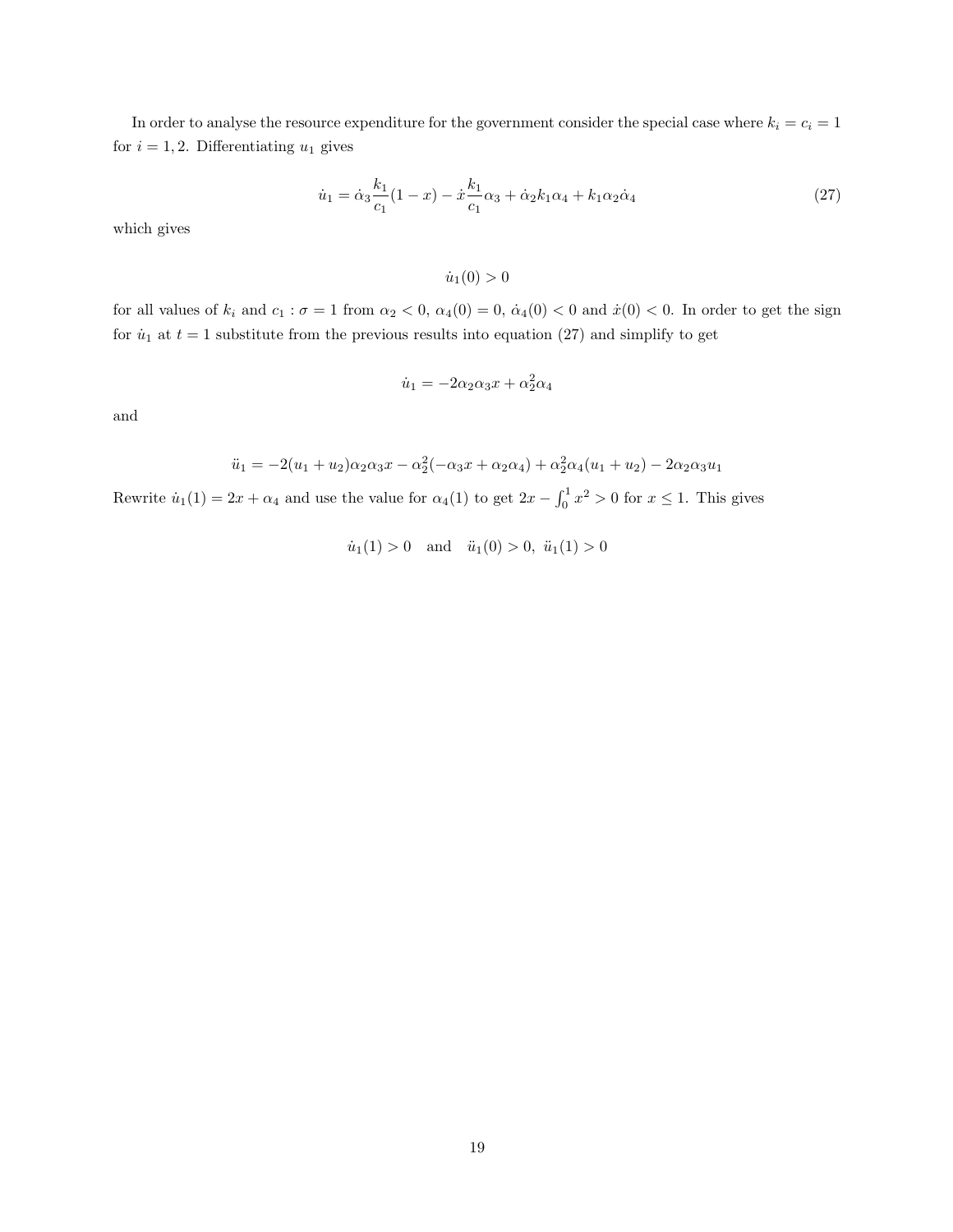In order to analyse the resource expenditure for the government consider the special case where $k_i = c_i = 1$ for $i = 1, 2$. Differentiating $u_1$ gives

$$\dot{u}_1 = \dot{\alpha}_3 \frac{k_1}{c_1}(1-x) - \dot{x}\frac{k_1}{c_1}\alpha_3 + \dot{\alpha}_2 k_1 \alpha_4 + k_1 \alpha_2 \dot{\alpha}_4 \tag{27}$$

which gives

$$\dot{u}_1(0) > 0$$

for all values of $k_i$ and $c_1 : \sigma = 1$ from $\alpha_2 < 0$, $\alpha_4(0) = 0$, $\dot{\alpha}_4(0) < 0$ and $\dot{x}(0) < 0$. In order to get the sign for $\dot{u}_1$ at $t = 1$ substitute from the previous results into equation (27) and simplify to get

$$\dot{u}_1 = -2\alpha_2\alpha_3 x + \alpha_2^2 \alpha_4$$

and

$$\ddot{u}_1 = -2(u_1 + u_2)\alpha_2\alpha_3 x - \alpha_2^2(-\alpha_3 x + \alpha_2\alpha_4) + \alpha_2^2\alpha_4(u_1 + u_2) - 2\alpha_2\alpha_3 u_1$$

Rewrite $\dot{u}_1(1) = 2x + \alpha_4$ and use the value for $\alpha_4(1)$ to get $2x - \int_0^1 x^2 > 0$ for $x \leq 1$. This gives

$$\dot{u}_1(1) > 0 \quad \text{and} \quad \ddot{u}_1(0) > 0, \ \ddot{u}_1(1) > 0$$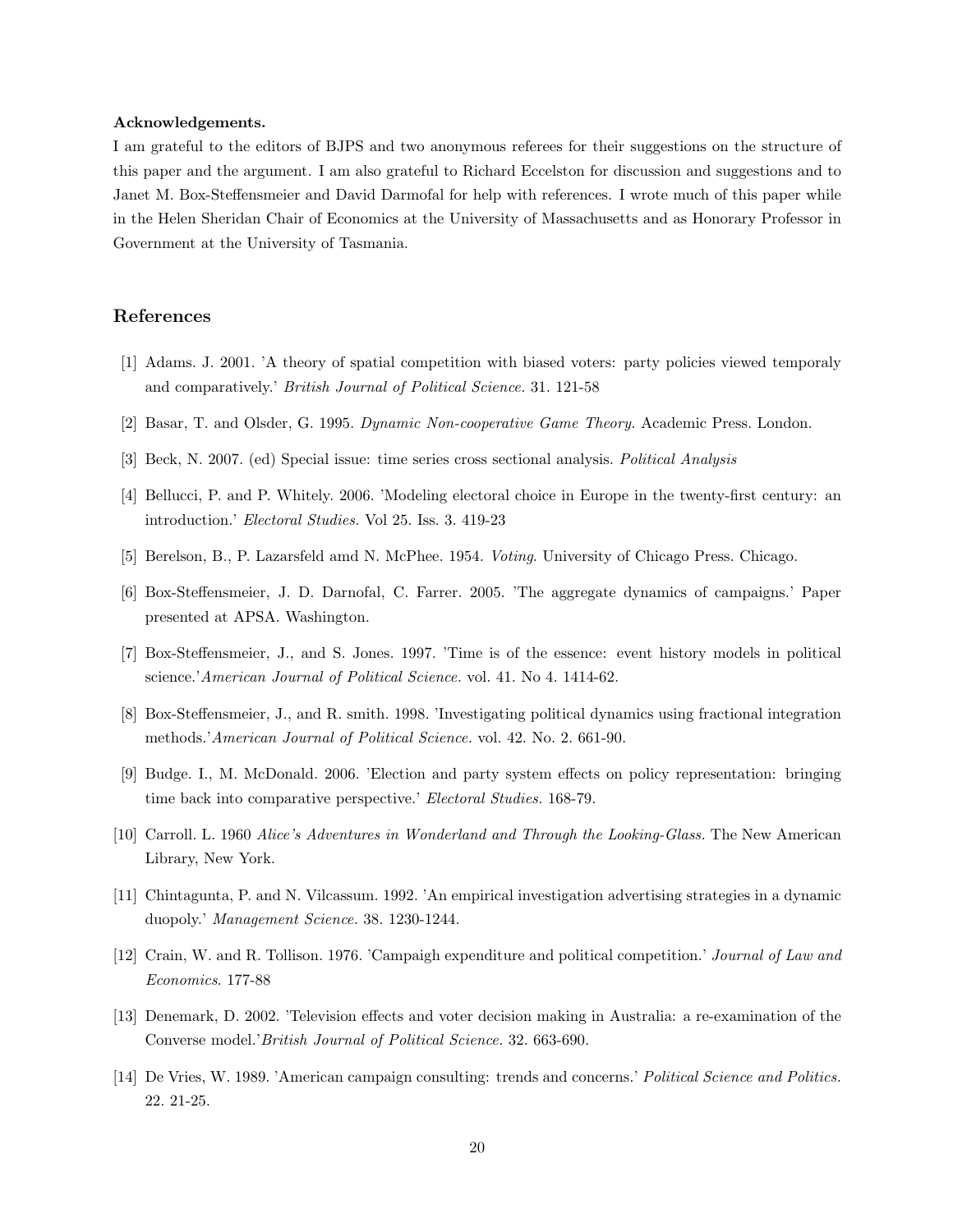**Acknowledgements.**

I am grateful to the editors of BJPS and two anonymous referees for their suggestions on the structure of this paper and the argument. I am also grateful to Richard Eccelston for discussion and suggestions and to Janet M. Box-Steffensmeier and David Darmofal for help with references. I wrote much of this paper while in the Helen Sheridan Chair of Economics at the University of Massachusetts and as Honorary Professor in Government at the University of Tasmania.

## References

[1] Adams. J. 2001. 'A theory of spatial competition with biased voters: party policies viewed temporaly and comparatively.' *British Journal of Political Science.* 31. 121-58

[2] Basar, T. and Olsder, G. 1995. *Dynamic Non-cooperative Game Theory.* Academic Press. London.

[3] Beck, N. 2007. (ed) Special issue: time series cross sectional analysis. *Political Analysis*

[4] Bellucci, P. and P. Whitely. 2006. 'Modeling electoral choice in Europe in the twenty-first century: an introduction.' *Electoral Studies.* Vol 25. Iss. 3. 419-23

[5] Berelson, B., P. Lazarsfeld amd N. McPhee. 1954. *Voting.* University of Chicago Press. Chicago.

[6] Box-Steffensmeier, J. D. Darnofal, C. Farrer. 2005. 'The aggregate dynamics of campaigns.' Paper presented at APSA. Washington.

[7] Box-Steffensmeier, J., and S. Jones. 1997. 'Time is of the essence: event history models in political science.'*American Journal of Political Science.* vol. 41. No 4. 1414-62.

[8] Box-Steffensmeier, J., and R. smith. 1998. 'Investigating political dynamics using fractional integration methods.'*American Journal of Political Science.* vol. 42. No. 2. 661-90.

[9] Budge. I., M. McDonald. 2006. 'Election and party system effects on policy representation: bringing time back into comparative perspective.' *Electoral Studies.* 168-79.

[10] Carroll. L. 1960 *Alice's Adventures in Wonderland and Through the Looking-Glass.* The New American Library, New York.

[11] Chintagunta, P. and N. Vilcassum. 1992. 'An empirical investigation advertising strategies in a dynamic duopoly.' *Management Science.* 38. 1230-1244.

[12] Crain, W. and R. Tollison. 1976. 'Campaigh expenditure and political competition.' *Journal of Law and Economics.* 177-88

[13] Denemark, D. 2002. 'Television effects and voter decision making in Australia: a re-examination of the Converse model.'*British Journal of Political Science.* 32. 663-690.

[14] De Vries, W. 1989. 'American campaign consulting: trends and concerns.' *Political Science and Politics.* 22. 21-25.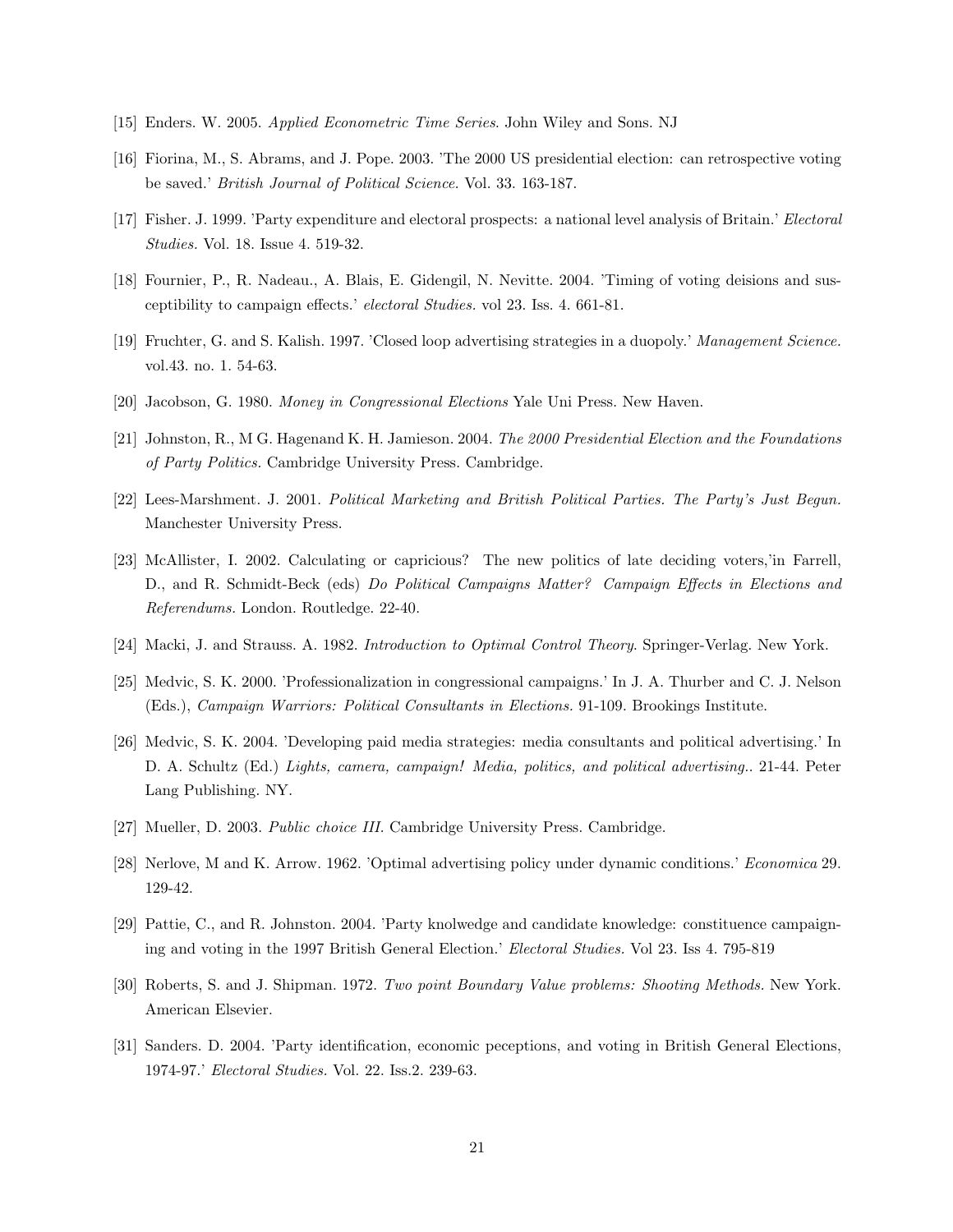[15] Enders. W. 2005. *Applied Econometric Time Series*. John Wiley and Sons. NJ

[16] Fiorina, M., S. Abrams, and J. Pope. 2003. 'The 2000 US presidential election: can retrospective voting be saved.' *British Journal of Political Science*. Vol. 33. 163-187.

[17] Fisher. J. 1999. 'Party expenditure and electoral prospects: a national level analysis of Britain.' *Electoral Studies.* Vol. 18. Issue 4. 519-32.

[18] Fournier, P., R. Nadeau., A. Blais, E. Gidengil, N. Nevitte. 2004. 'Timing of voting deisions and susceptibility to campaign effects.' *electoral Studies.* vol 23. Iss. 4. 661-81.

[19] Fruchter, G. and S. Kalish. 1997. 'Closed loop advertising strategies in a duopoly.' *Management Science.* vol.43. no. 1. 54-63.

[20] Jacobson, G. 1980. *Money in Congressional Elections* Yale Uni Press. New Haven.

[21] Johnston, R., M G. Hagenand K. H. Jamieson. 2004. *The 2000 Presidential Election and the Foundations of Party Politics.* Cambridge University Press. Cambridge.

[22] Lees-Marshment. J. 2001. *Political Marketing and British Political Parties. The Party's Just Begun.* Manchester University Press.

[23] McAllister, I. 2002. Calculating or capricious? The new politics of late deciding voters,'in Farrell, D., and R. Schmidt-Beck (eds) *Do Political Campaigns Matter? Campaign Effects in Elections and Referendums.* London. Routledge. 22-40.

[24] Macki, J. and Strauss. A. 1982. *Introduction to Optimal Control Theory.* Springer-Verlag. New York.

[25] Medvic, S. K. 2000. 'Professionalization in congressional campaigns.' In J. A. Thurber and C. J. Nelson (Eds.), *Campaign Warriors: Political Consultants in Elections.* 91-109. Brookings Institute.

[26] Medvic, S. K. 2004. 'Developing paid media strategies: media consultants and political advertising.' In D. A. Schultz (Ed.) *Lights, camera, campaign! Media, politics, and political advertising.*. 21-44. Peter Lang Publishing. NY.

[27] Mueller, D. 2003. *Public choice III.* Cambridge University Press. Cambridge.

[28] Nerlove, M and K. Arrow. 1962. 'Optimal advertising policy under dynamic conditions.' *Economica* 29. 129-42.

[29] Pattie, C., and R. Johnston. 2004. 'Party knolwedge and candidate knowledge: constituence campaigning and voting in the 1997 British General Election.' *Electoral Studies.* Vol 23. Iss 4. 795-819

[30] Roberts, S. and J. Shipman. 1972. *Two point Boundary Value problems: Shooting Methods.* New York. American Elsevier.

[31] Sanders. D. 2004. 'Party identification, economic peceptions, and voting in British General Elections, 1974-97.' *Electoral Studies.* Vol. 22. Iss.2. 239-63.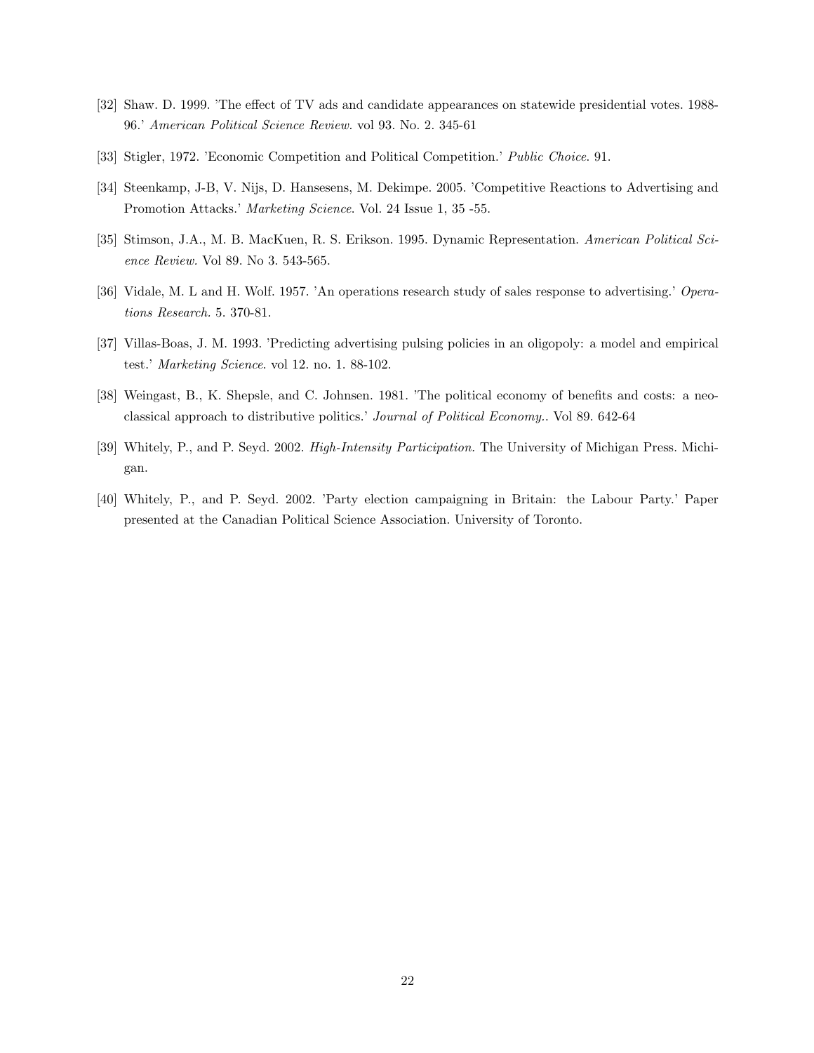[32] Shaw. D. 1999. 'The effect of TV ads and candidate appearances on statewide presidential votes. 1988-96.' *American Political Science Review*. vol 93. No. 2. 345-61

[33] Stigler, 1972. 'Economic Competition and Political Competition.' *Public Choice*. 91.

[34] Steenkamp, J-B, V. Nijs, D. Hansesens, M. Dekimpe. 2005. 'Competitive Reactions to Advertising and Promotion Attacks.' *Marketing Science*. Vol. 24 Issue 1, 35 -55.

[35] Stimson, J.A., M. B. MacKuen, R. S. Erikson. 1995. Dynamic Representation. *American Political Science Review*. Vol 89. No 3. 543-565.

[36] Vidale, M. L and H. Wolf. 1957. 'An operations research study of sales response to advertising.' *Operations Research*. 5. 370-81.

[37] Villas-Boas, J. M. 1993. 'Predicting advertising pulsing policies in an oligopoly: a model and empirical test.' *Marketing Science*. vol 12. no. 1. 88-102.

[38] Weingast, B., K. Shepsle, and C. Johnsen. 1981. 'The political economy of benefits and costs: a neo-classical approach to distributive politics.' *Journal of Political Economy.*. Vol 89. 642-64

[39] Whitely, P., and P. Seyd. 2002. *High-Intensity Participation.* The University of Michigan Press. Michigan.

[40] Whitely, P., and P. Seyd. 2002. 'Party election campaigning in Britain: the Labour Party.' Paper presented at the Canadian Political Science Association. University of Toronto.